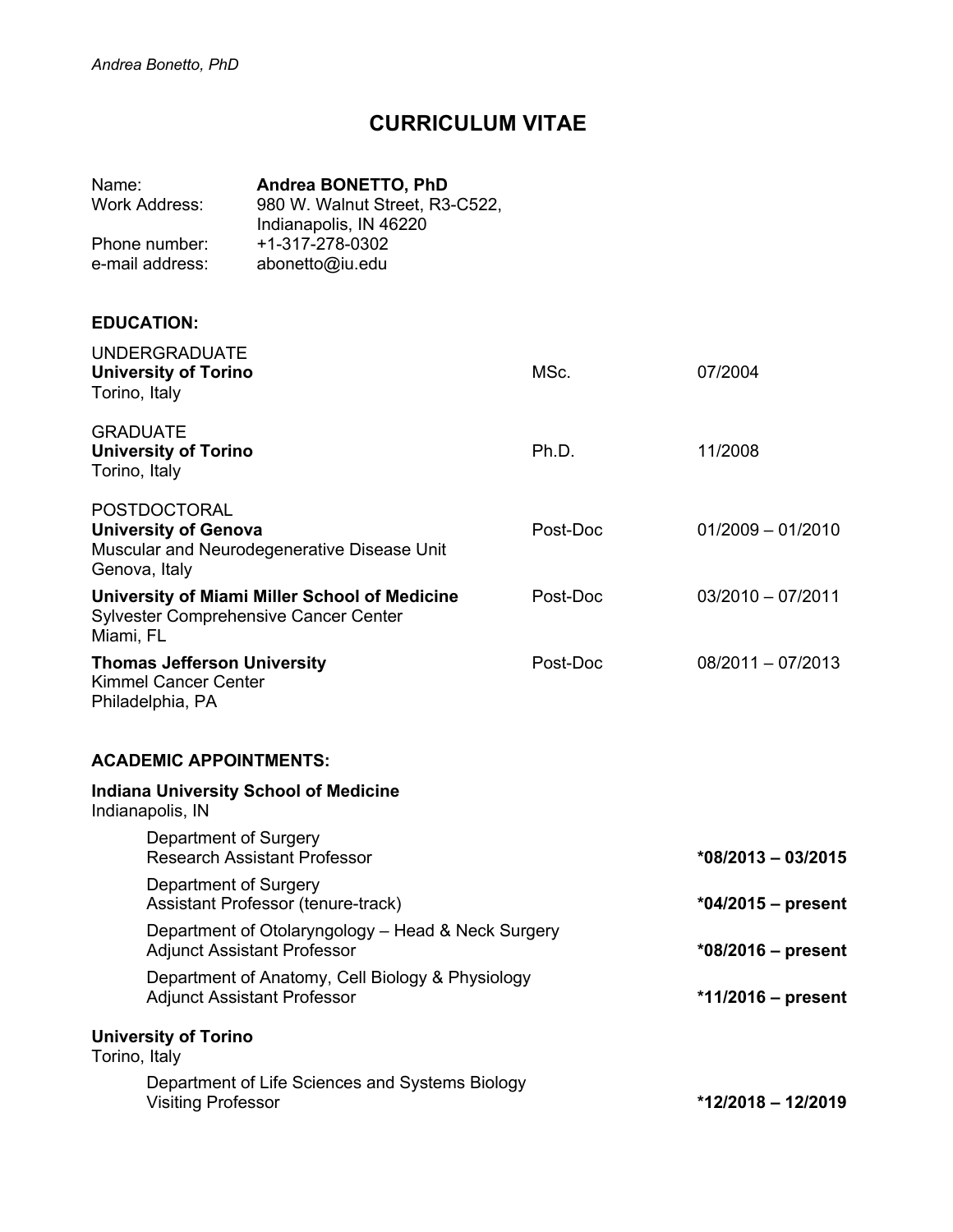# CURRICULUM VITAE

| | |
|---|---|
| Name: | **Andrea BONETTO, PhD** |
| Work Address: | 980 W. Walnut Street, R3-C522, Indianapolis, IN 46220 |
| Phone number: | +1-317-278-0302 |
| e-mail address: | abonetto@iu.edu |

## EDUCATION:

| | | |
|---|---|---|
| UNDERGRADUATE<br>**University of Torino**<br>Torino, Italy | MSc. | 07/2004 |
| GRADUATE<br>**University of Torino**<br>Torino, Italy | Ph.D. | 11/2008 |
| POSTDOCTORAL<br>**University of Genova**<br>Muscular and Neurodegenerative Disease Unit<br>Genova, Italy | Post-Doc | 01/2009 – 01/2010 |
| **University of Miami Miller School of Medicine**<br>Sylvester Comprehensive Cancer Center<br>Miami, FL | Post-Doc | 03/2010 – 07/2011 |
| **Thomas Jefferson University**<br>Kimmel Cancer Center<br>Philadelphia, PA | Post-Doc | 08/2011 – 07/2013 |

## ACADEMIC APPOINTMENTS:

**Indiana University School of Medicine**
Indianapolis, IN

| | |
|---|---|
| Department of Surgery<br>Research Assistant Professor | ***08/2013 – 03/2015** |
| Department of Surgery<br>Assistant Professor (tenure-track) | ***04/2015 – present** |
| Department of Otolaryngology – Head & Neck Surgery<br>Adjunct Assistant Professor | ***08/2016 – present** |
| Department of Anatomy, Cell Biology & Physiology<br>Adjunct Assistant Professor | ***11/2016 – present** |

**University of Torino**
Torino, Italy

| | |
|---|---|
| Department of Life Sciences and Systems Biology<br>Visiting Professor | ***12/2018 – 12/2019** |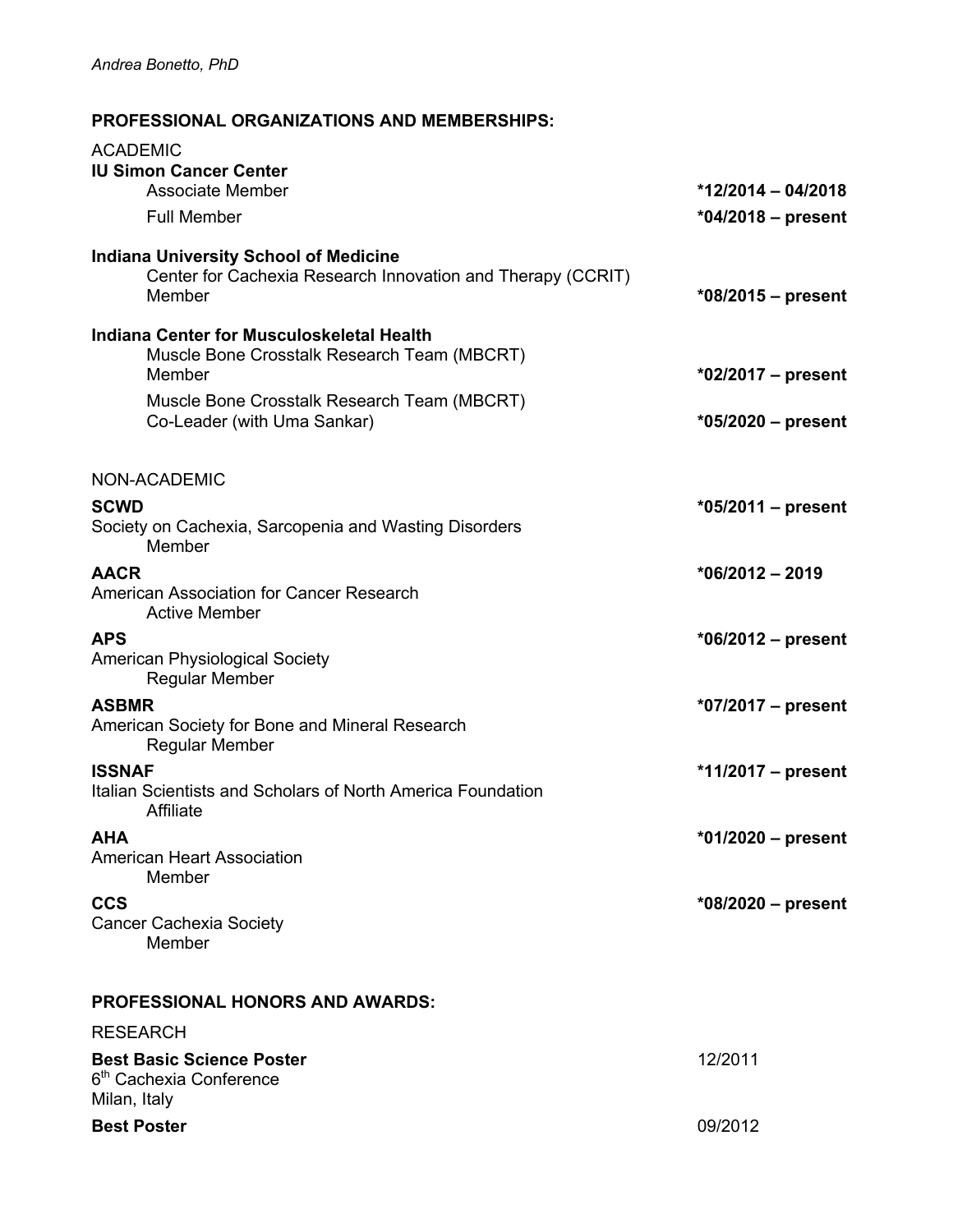## PROFESSIONAL ORGANIZATIONS AND MEMBERSHIPS:

ACADEMIC

**IU Simon Cancer Center**

Associate Member **\*12/2014 – 04/2018**

Full Member **\*04/2018 – present**

**Indiana University School of Medicine**

Center for Cachexia Research Innovation and Therapy (CCRIT)
Member **\*08/2015 – present**

**Indiana Center for Musculoskeletal Health**

Muscle Bone Crosstalk Research Team (MBCRT)
Member **\*02/2017 – present**

Muscle Bone Crosstalk Research Team (MBCRT)
Co-Leader (with Uma Sankar) **\*05/2020 – present**

NON-ACADEMIC

**SCWD** **\*05/2011 – present**
Society on Cachexia, Sarcopenia and Wasting Disorders
Member

**AACR** **\*06/2012 – 2019**
American Association for Cancer Research
Active Member

**APS** **\*06/2012 – present**
American Physiological Society
Regular Member

**ASBMR** **\*07/2017 – present**
American Society for Bone and Mineral Research
Regular Member

**ISSNAF** **\*11/2017 – present**
Italian Scientists and Scholars of North America Foundation
Affiliate

**AHA** **\*01/2020 – present**
American Heart Association
Member

**CCS** **\*08/2020 – present**
Cancer Cachexia Society
Member

## PROFESSIONAL HONORS AND AWARDS:

RESEARCH

**Best Basic Science Poster** 12/2011
6th Cachexia Conference
Milan, Italy

**Best Poster** 09/2012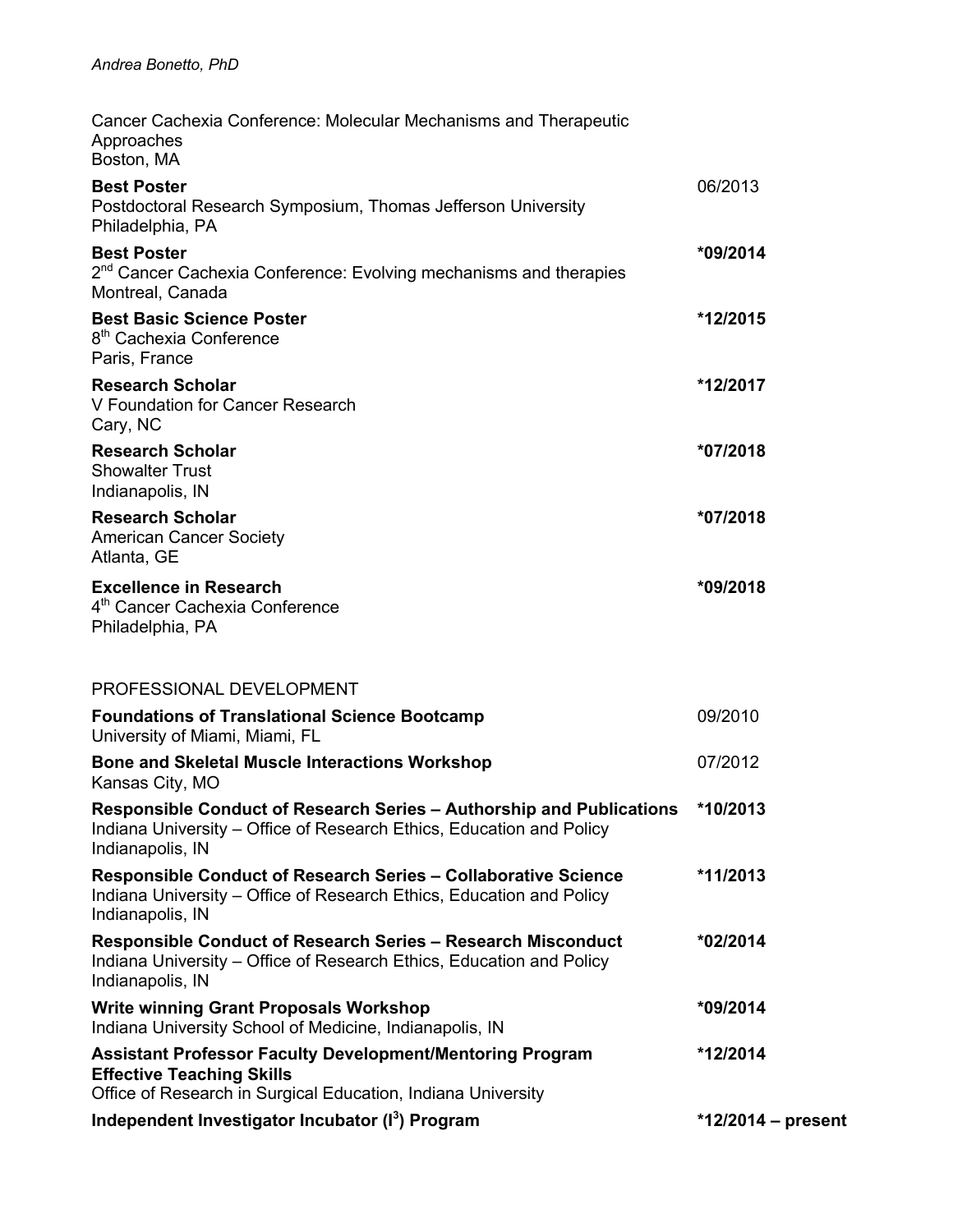Cancer Cachexia Conference: Molecular Mechanisms and Therapeutic Approaches
Boston, MA

**Best Poster** 06/2013
Postdoctoral Research Symposium, Thomas Jefferson University
Philadelphia, PA

**Best Poster** **\*09/2014**
2nd Cancer Cachexia Conference: Evolving mechanisms and therapies
Montreal, Canada

**Best Basic Science Poster** **\*12/2015**
8th Cachexia Conference
Paris, France

**Research Scholar** **\*12/2017**
V Foundation for Cancer Research
Cary, NC

**Research Scholar** **\*07/2018**
Showalter Trust
Indianapolis, IN

**Research Scholar** **\*07/2018**
American Cancer Society
Atlanta, GE

**Excellence in Research** **\*09/2018**
4th Cancer Cachexia Conference
Philadelphia, PA

## PROFESSIONAL DEVELOPMENT

**Foundations of Translational Science Bootcamp** 09/2010
University of Miami, Miami, FL

**Bone and Skeletal Muscle Interactions Workshop** 07/2012
Kansas City, MO

**Responsible Conduct of Research Series – Authorship and Publications** **\*10/2013**
Indiana University – Office of Research Ethics, Education and Policy
Indianapolis, IN

**Responsible Conduct of Research Series – Collaborative Science** **\*11/2013**
Indiana University – Office of Research Ethics, Education and Policy
Indianapolis, IN

**Responsible Conduct of Research Series – Research Misconduct** **\*02/2014**
Indiana University – Office of Research Ethics, Education and Policy
Indianapolis, IN

**Write winning Grant Proposals Workshop** **\*09/2014**
Indiana University School of Medicine, Indianapolis, IN

**Assistant Professor Faculty Development/Mentoring Program** **\*12/2014**
**Effective Teaching Skills**
Office of Research in Surgical Education, Indiana University

**Independent Investigator Incubator ($I^3$) Program** **\*12/2014 – present**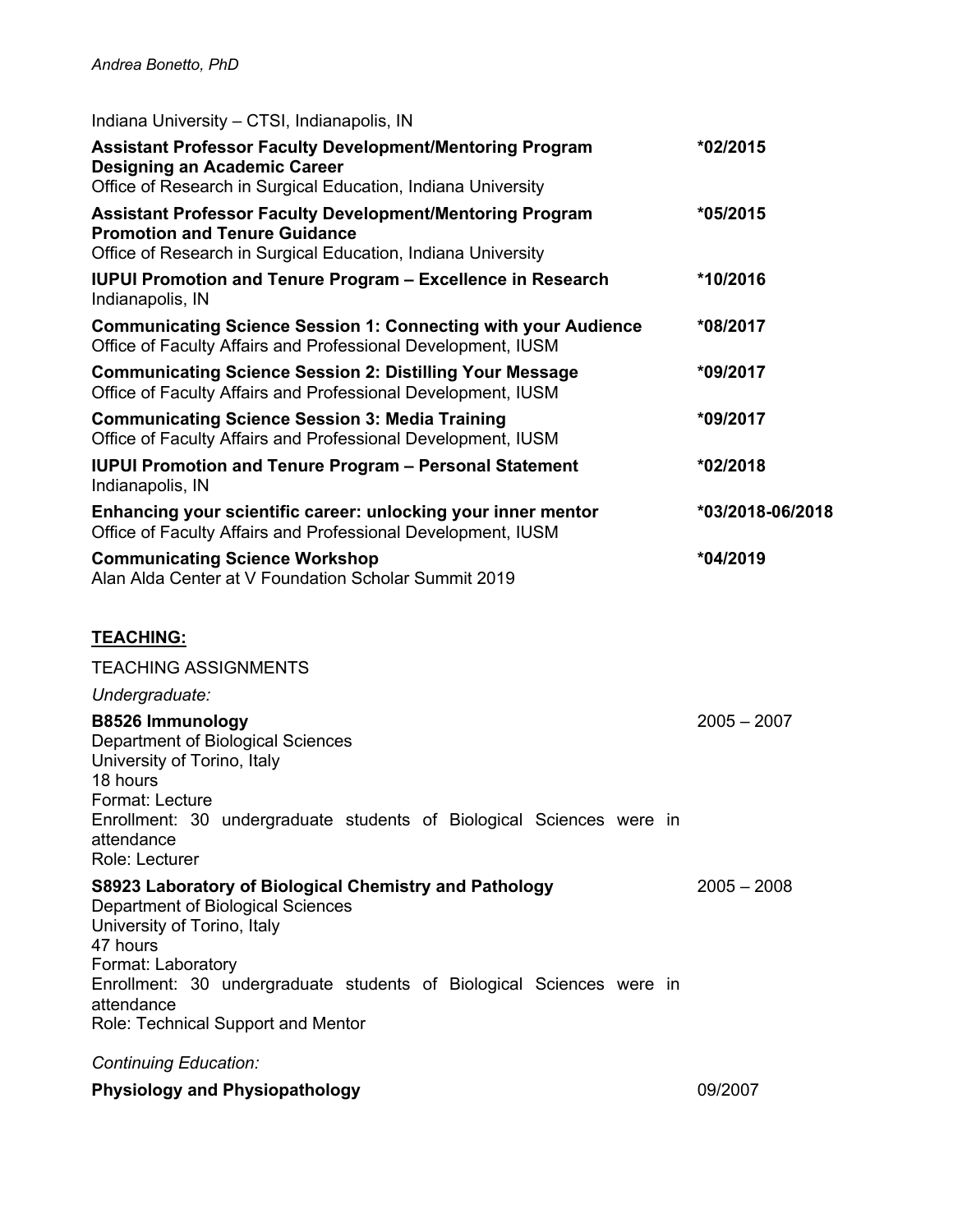Indiana University – CTSI, Indianapolis, IN

**Assistant Professor Faculty Development/Mentoring Program Designing an Academic Career** — *02/2015
Office of Research in Surgical Education, Indiana University

**Assistant Professor Faculty Development/Mentoring Program Promotion and Tenure Guidance** — *05/2015
Office of Research in Surgical Education, Indiana University

**IUPUI Promotion and Tenure Program – Excellence in Research** — *10/2016
Indianapolis, IN

**Communicating Science Session 1: Connecting with your Audience** — *08/2017
Office of Faculty Affairs and Professional Development, IUSM

**Communicating Science Session 2: Distilling Your Message** — *09/2017
Office of Faculty Affairs and Professional Development, IUSM

**Communicating Science Session 3: Media Training** — *09/2017
Office of Faculty Affairs and Professional Development, IUSM

**IUPUI Promotion and Tenure Program – Personal Statement** — *02/2018
Indianapolis, IN

**Enhancing your scientific career: unlocking your inner mentor** — *03/2018-06/2018
Office of Faculty Affairs and Professional Development, IUSM

**Communicating Science Workshop** — *04/2019
Alan Alda Center at V Foundation Scholar Summit 2019

## TEACHING:

TEACHING ASSIGNMENTS

*Undergraduate:*

**B8526 Immunology** — 2005 – 2007
Department of Biological Sciences
University of Torino, Italy
18 hours
Format: Lecture
Enrollment: 30 undergraduate students of Biological Sciences were in attendance
Role: Lecturer

**S8923 Laboratory of Biological Chemistry and Pathology** — 2005 – 2008
Department of Biological Sciences
University of Torino, Italy
47 hours
Format: Laboratory
Enrollment: 30 undergraduate students of Biological Sciences were in attendance
Role: Technical Support and Mentor

*Continuing Education:*

**Physiology and Physiopathology** — 09/2007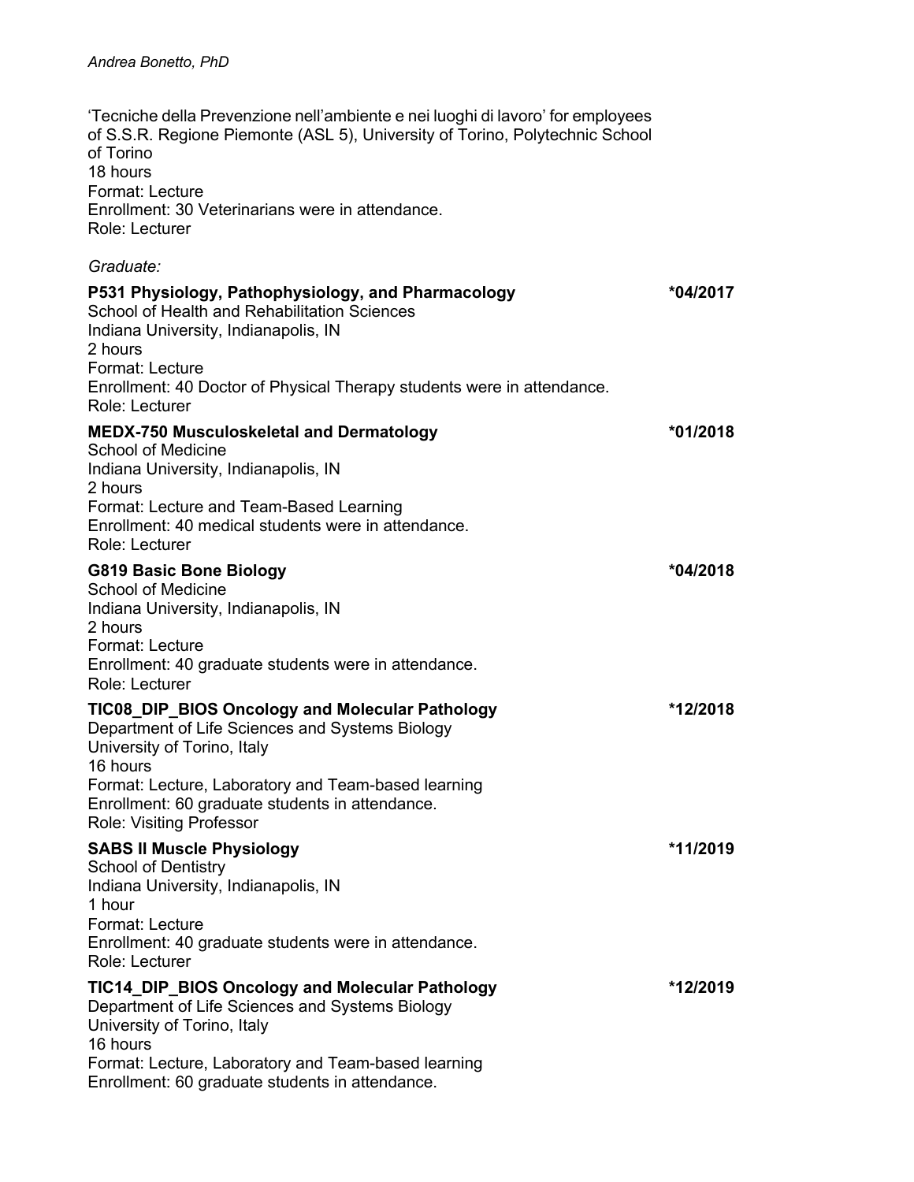'Tecniche della Prevenzione nell'ambiente e nei luoghi di lavoro' for employees of S.S.R. Regione Piemonte (ASL 5), University of Torino, Polytechnic School of Torino
18 hours
Format: Lecture
Enrollment: 30 Veterinarians were in attendance.
Role: Lecturer

*Graduate:*

**P531 Physiology, Pathophysiology, and Pharmacology** — *04/2017
School of Health and Rehabilitation Sciences
Indiana University, Indianapolis, IN
2 hours
Format: Lecture
Enrollment: 40 Doctor of Physical Therapy students were in attendance.
Role: Lecturer

**MEDX-750 Musculoskeletal and Dermatology** — *01/2018
School of Medicine
Indiana University, Indianapolis, IN
2 hours
Format: Lecture and Team-Based Learning
Enrollment: 40 medical students were in attendance.
Role: Lecturer

**G819 Basic Bone Biology** — *04/2018
School of Medicine
Indiana University, Indianapolis, IN
2 hours
Format: Lecture
Enrollment: 40 graduate students were in attendance.
Role: Lecturer

**TIC08_DIP_BIOS Oncology and Molecular Pathology** — *12/2018
Department of Life Sciences and Systems Biology
University of Torino, Italy
16 hours
Format: Lecture, Laboratory and Team-based learning
Enrollment: 60 graduate students in attendance.
Role: Visiting Professor

**SABS II Muscle Physiology** — *11/2019
School of Dentistry
Indiana University, Indianapolis, IN
1 hour
Format: Lecture
Enrollment: 40 graduate students were in attendance.
Role: Lecturer

**TIC14_DIP_BIOS Oncology and Molecular Pathology** — *12/2019
Department of Life Sciences and Systems Biology
University of Torino, Italy
16 hours
Format: Lecture, Laboratory and Team-based learning
Enrollment: 60 graduate students in attendance.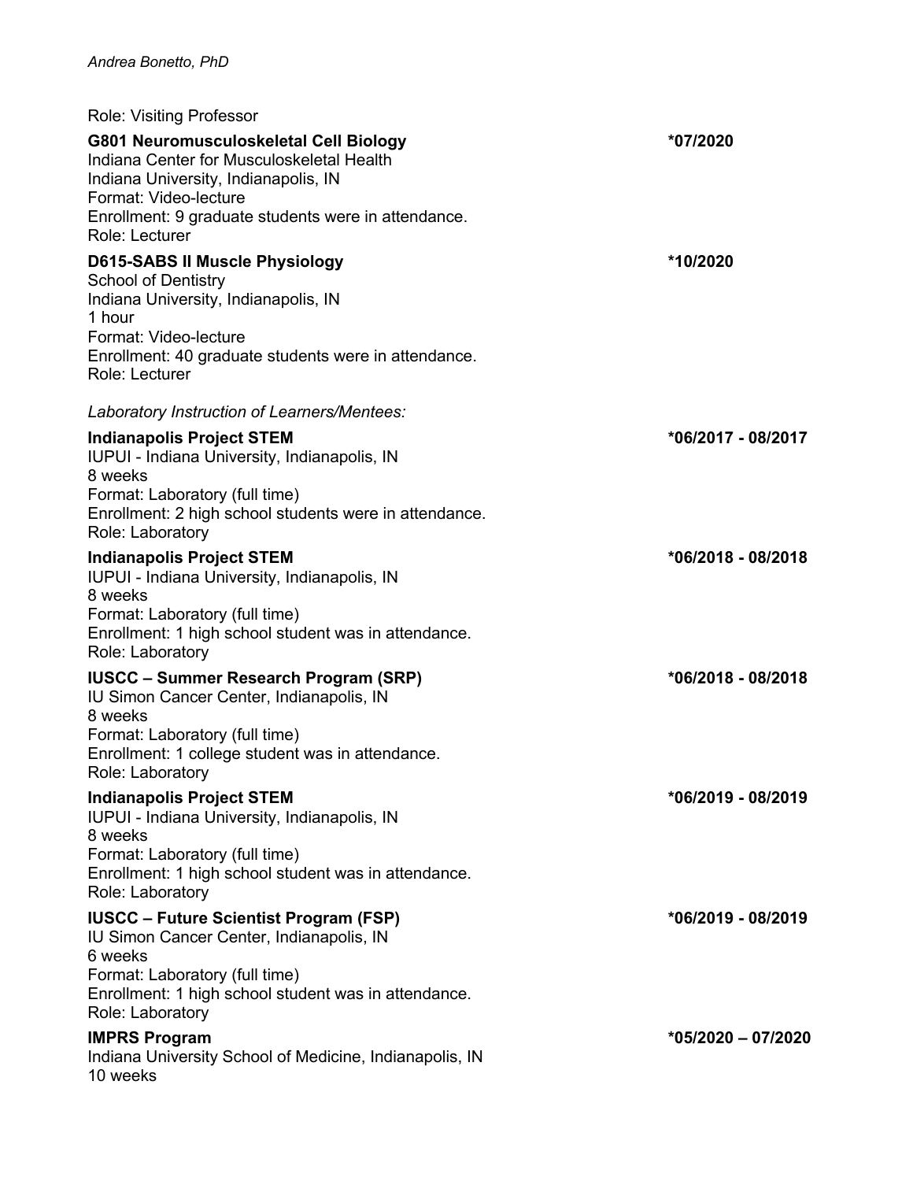Role: Visiting Professor

**G801 Neuromusculoskeletal Cell Biology** *07/2020
Indiana Center for Musculoskeletal Health
Indiana University, Indianapolis, IN
Format: Video-lecture
Enrollment: 9 graduate students were in attendance.
Role: Lecturer

**D615-SABS II Muscle Physiology** *10/2020
School of Dentistry
Indiana University, Indianapolis, IN
1 hour
Format: Video-lecture
Enrollment: 40 graduate students were in attendance.
Role: Lecturer

*Laboratory Instruction of Learners/Mentees:*

**Indianapolis Project STEM** *06/2017 - 08/2017
IUPUI - Indiana University, Indianapolis, IN
8 weeks
Format: Laboratory (full time)
Enrollment: 2 high school students were in attendance.
Role: Laboratory

**Indianapolis Project STEM** *06/2018 - 08/2018
IUPUI - Indiana University, Indianapolis, IN
8 weeks
Format: Laboratory (full time)
Enrollment: 1 high school student was in attendance.
Role: Laboratory

**IUSCC – Summer Research Program (SRP)** *06/2018 - 08/2018
IU Simon Cancer Center, Indianapolis, IN
8 weeks
Format: Laboratory (full time)
Enrollment: 1 college student was in attendance.
Role: Laboratory

**Indianapolis Project STEM** *06/2019 - 08/2019
IUPUI - Indiana University, Indianapolis, IN
8 weeks
Format: Laboratory (full time)
Enrollment: 1 high school student was in attendance.
Role: Laboratory

**IUSCC – Future Scientist Program (FSP)** *06/2019 - 08/2019
IU Simon Cancer Center, Indianapolis, IN
6 weeks
Format: Laboratory (full time)
Enrollment: 1 high school student was in attendance.
Role: Laboratory

**IMPRS Program** *05/2020 – 07/2020
Indiana University School of Medicine, Indianapolis, IN
10 weeks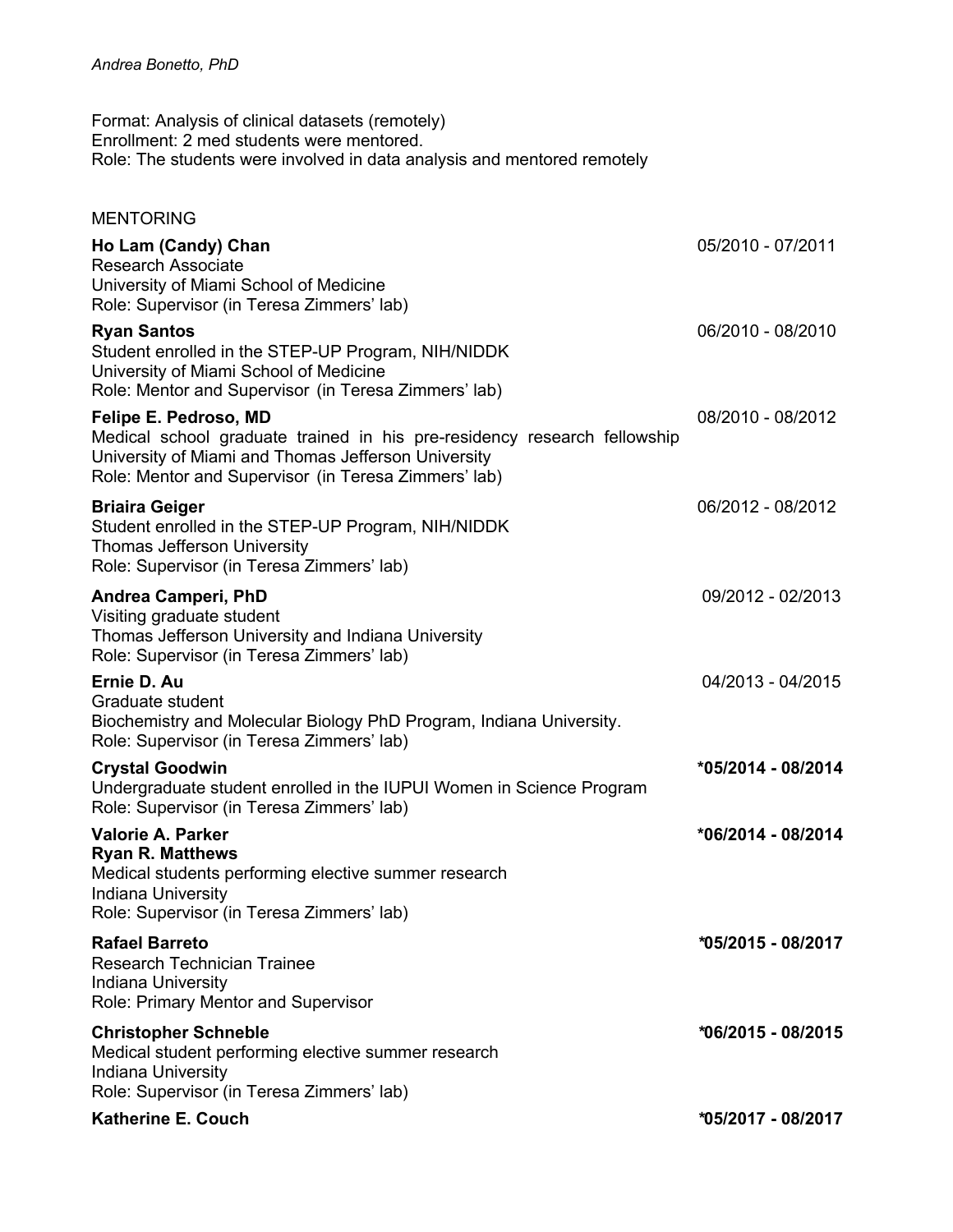Format: Analysis of clinical datasets (remotely)
Enrollment: 2 med students were mentored.
Role: The students were involved in data analysis and mentored remotely

## MENTORING

**Ho Lam (Candy) Chan** — 05/2010 - 07/2011
Research Associate
University of Miami School of Medicine
Role: Supervisor (in Teresa Zimmers' lab)

**Ryan Santos** — 06/2010 - 08/2010
Student enrolled in the STEP-UP Program, NIH/NIDDK
University of Miami School of Medicine
Role: Mentor and Supervisor (in Teresa Zimmers' lab)

**Felipe E. Pedroso, MD** — 08/2010 - 08/2012
Medical school graduate trained in his pre-residency research fellowship
University of Miami and Thomas Jefferson University
Role: Mentor and Supervisor (in Teresa Zimmers' lab)

**Briaira Geiger** — 06/2012 - 08/2012
Student enrolled in the STEP-UP Program, NIH/NIDDK
Thomas Jefferson University
Role: Supervisor (in Teresa Zimmers' lab)

**Andrea Camperi, PhD** — 09/2012 - 02/2013
Visiting graduate student
Thomas Jefferson University and Indiana University
Role: Supervisor (in Teresa Zimmers' lab)

**Ernie D. Au** — 04/2013 - 04/2015
Graduate student
Biochemistry and Molecular Biology PhD Program, Indiana University.
Role: Supervisor (in Teresa Zimmers' lab)

**Crystal Goodwin** — **\*05/2014 - 08/2014**
Undergraduate student enrolled in the IUPUI Women in Science Program
Role: Supervisor (in Teresa Zimmers' lab)

**Valorie A. Parker**
**Ryan R. Matthews** — **\*06/2014 - 08/2014**
Medical students performing elective summer research
Indiana University
Role: Supervisor (in Teresa Zimmers' lab)

**Rafael Barreto** — **\*05/2015 - 08/2017**
Research Technician Trainee
Indiana University
Role: Primary Mentor and Supervisor

**Christopher Schneble** — **\*06/2015 - 08/2015**
Medical student performing elective summer research
Indiana University
Role: Supervisor (in Teresa Zimmers' lab)

**Katherine E. Couch** — **\*05/2017 - 08/2017**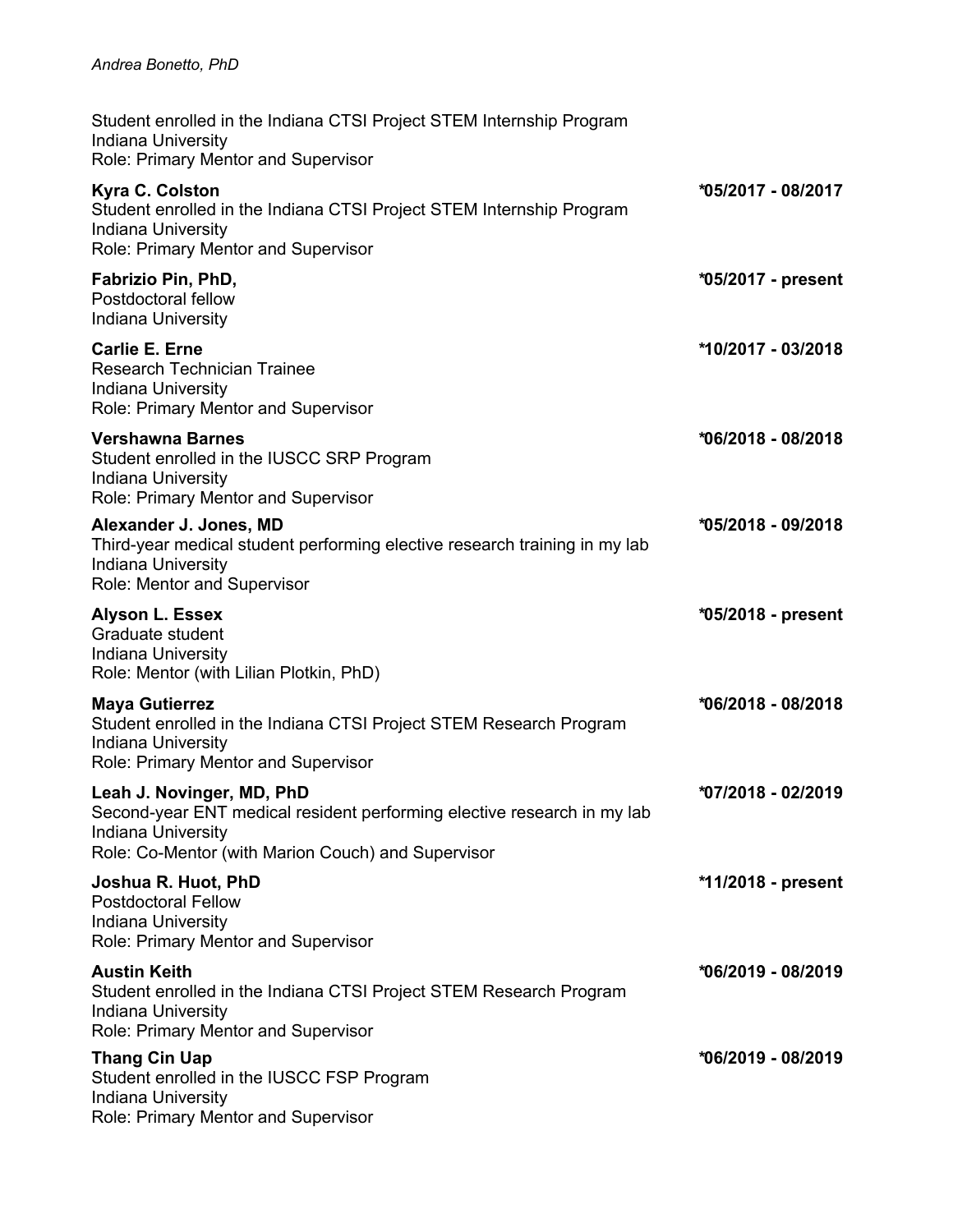Student enrolled in the Indiana CTSI Project STEM Internship Program
Indiana University
Role: Primary Mentor and Supervisor

**Kyra C. Colston** **\*05/2017 - 08/2017**
Student enrolled in the Indiana CTSI Project STEM Internship Program
Indiana University
Role: Primary Mentor and Supervisor

**Fabrizio Pin, PhD,** **\*05/2017 - present**
Postdoctoral fellow
Indiana University

**Carlie E. Erne** **\*10/2017 - 03/2018**
Research Technician Trainee
Indiana University
Role: Primary Mentor and Supervisor

**Vershawna Barnes** **\*06/2018 - 08/2018**
Student enrolled in the IUSCC SRP Program
Indiana University
Role: Primary Mentor and Supervisor

**Alexander J. Jones, MD** **\*05/2018 - 09/2018**
Third-year medical student performing elective research training in my lab
Indiana University
Role: Mentor and Supervisor

**Alyson L. Essex** **\*05/2018 - present**
Graduate student
Indiana University
Role: Mentor (with Lilian Plotkin, PhD)

**Maya Gutierrez** **\*06/2018 - 08/2018**
Student enrolled in the Indiana CTSI Project STEM Research Program
Indiana University
Role: Primary Mentor and Supervisor

**Leah J. Novinger, MD, PhD** **\*07/2018 - 02/2019**
Second-year ENT medical resident performing elective research in my lab
Indiana University
Role: Co-Mentor (with Marion Couch) and Supervisor

**Joshua R. Huot, PhD** **\*11/2018 - present**
Postdoctoral Fellow
Indiana University
Role: Primary Mentor and Supervisor

**Austin Keith** **\*06/2019 - 08/2019**
Student enrolled in the Indiana CTSI Project STEM Research Program
Indiana University
Role: Primary Mentor and Supervisor

**Thang Cin Uap** **\*06/2019 - 08/2019**
Student enrolled in the IUSCC FSP Program
Indiana University
Role: Primary Mentor and Supervisor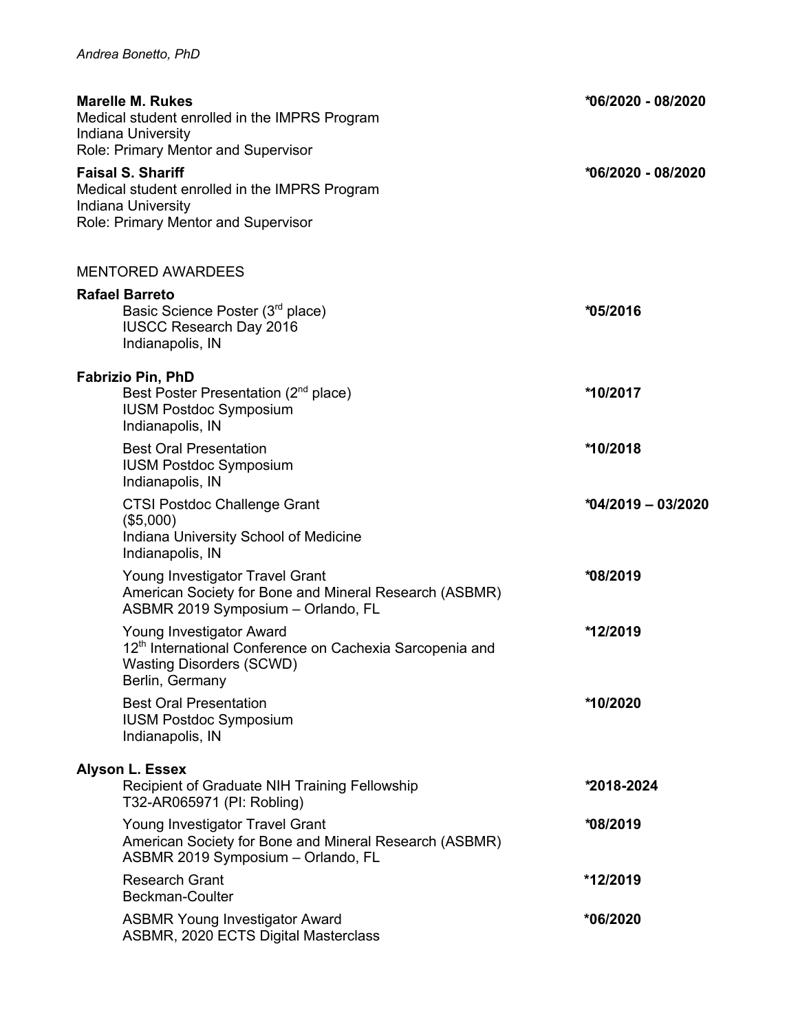**Marelle M. Rukes** *06/2020 - 08/2020
Medical student enrolled in the IMPRS Program
Indiana University
Role: Primary Mentor and Supervisor

**Faisal S. Shariff** *06/2020 - 08/2020
Medical student enrolled in the IMPRS Program
Indiana University
Role: Primary Mentor and Supervisor

MENTORED AWARDEES

**Rafael Barreto**

Basic Science Poster (3rd place) *05/2016
IUSCC Research Day 2016
Indianapolis, IN

**Fabrizio Pin, PhD**

Best Poster Presentation (2nd place) *10/2017
IUSM Postdoc Symposium
Indianapolis, IN

Best Oral Presentation *10/2018
IUSM Postdoc Symposium
Indianapolis, IN

CTSI Postdoc Challenge Grant *04/2019 – 03/2020
($5,000)
Indiana University School of Medicine
Indianapolis, IN

Young Investigator Travel Grant *08/2019
American Society for Bone and Mineral Research (ASBMR)
ASBMR 2019 Symposium – Orlando, FL

Young Investigator Award *12/2019
12th International Conference on Cachexia Sarcopenia and Wasting Disorders (SCWD)
Berlin, Germany

Best Oral Presentation *10/2020
IUSM Postdoc Symposium
Indianapolis, IN

**Alyson L. Essex**

Recipient of Graduate NIH Training Fellowship *2018-2024
T32-AR065971 (PI: Robling)

Young Investigator Travel Grant *08/2019
American Society for Bone and Mineral Research (ASBMR)
ASBMR 2019 Symposium – Orlando, FL

Research Grant *12/2019
Beckman-Coulter

ASBMR Young Investigator Award *06/2020
ASBMR, 2020 ECTS Digital Masterclass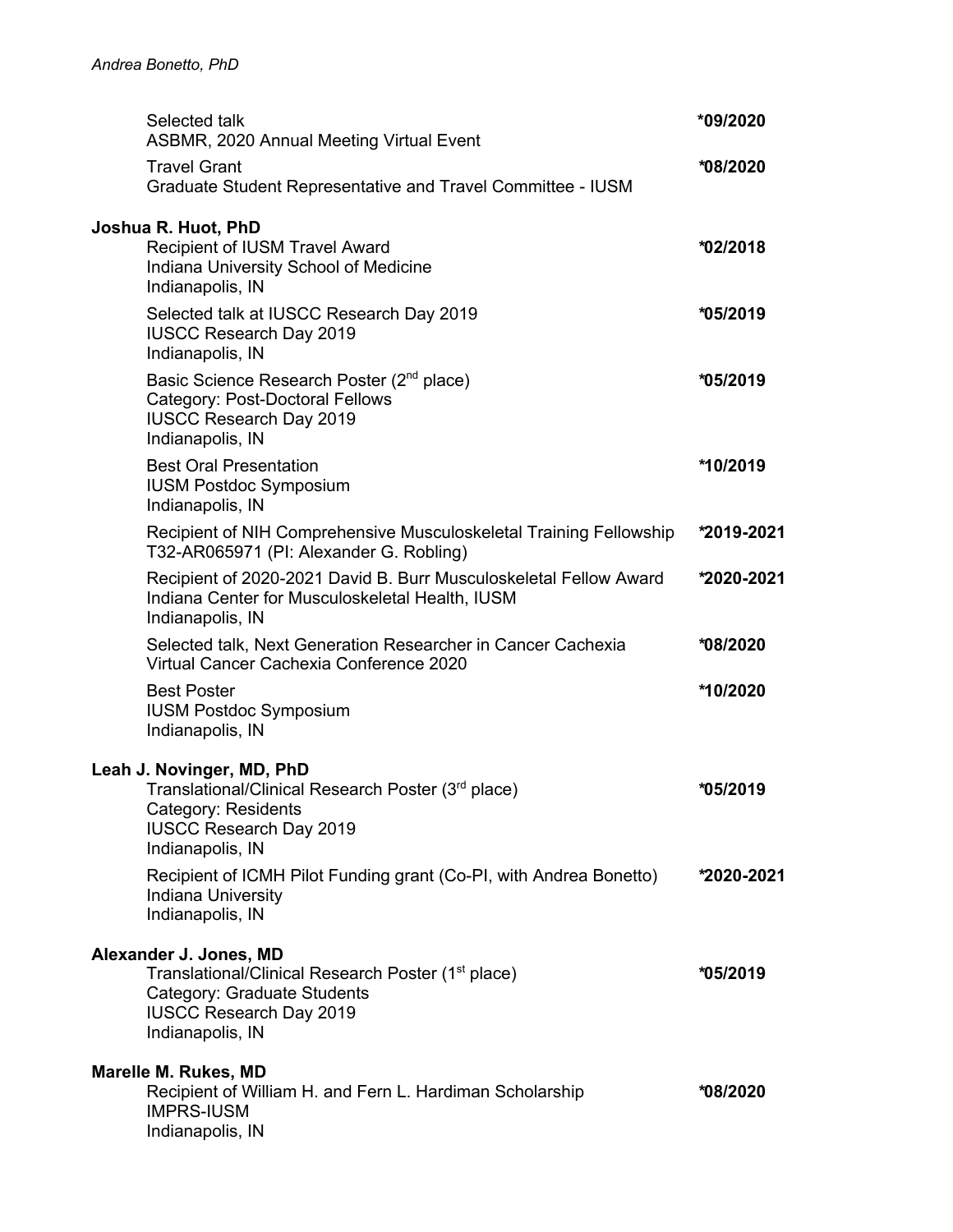Selected talk
ASBMR, 2020 Annual Meeting Virtual Event **\*09/2020**

Travel Grant
Graduate Student Representative and Travel Committee - IUSM **\*08/2020**

**Joshua R. Huot, PhD**

Recipient of IUSM Travel Award
Indiana University School of Medicine
Indianapolis, IN **\*02/2018**

Selected talk at IUSCC Research Day 2019
IUSCC Research Day 2019
Indianapolis, IN **\*05/2019**

Basic Science Research Poster (2nd place)
Category: Post-Doctoral Fellows
IUSCC Research Day 2019
Indianapolis, IN **\*05/2019**

Best Oral Presentation
IUSM Postdoc Symposium
Indianapolis, IN **\*10/2019**

Recipient of NIH Comprehensive Musculoskeletal Training Fellowship
T32-AR065971 (PI: Alexander G. Robling) **\*2019-2021**

Recipient of 2020-2021 David B. Burr Musculoskeletal Fellow Award
Indiana Center for Musculoskeletal Health, IUSM
Indianapolis, IN **\*2020-2021**

Selected talk, Next Generation Researcher in Cancer Cachexia
Virtual Cancer Cachexia Conference 2020 **\*08/2020**

Best Poster
IUSM Postdoc Symposium
Indianapolis, IN **\*10/2020**

**Leah J. Novinger, MD, PhD**

Translational/Clinical Research Poster (3rd place)
Category: Residents
IUSCC Research Day 2019
Indianapolis, IN **\*05/2019**

Recipient of ICMH Pilot Funding grant (Co-PI, with Andrea Bonetto)
Indiana University
Indianapolis, IN **\*2020-2021**

**Alexander J. Jones, MD**

Translational/Clinical Research Poster (1st place)
Category: Graduate Students
IUSCC Research Day 2019
Indianapolis, IN **\*05/2019**

**Marelle M. Rukes, MD**

Recipient of William H. and Fern L. Hardiman Scholarship
IMPRS-IUSM
Indianapolis, IN **\*08/2020**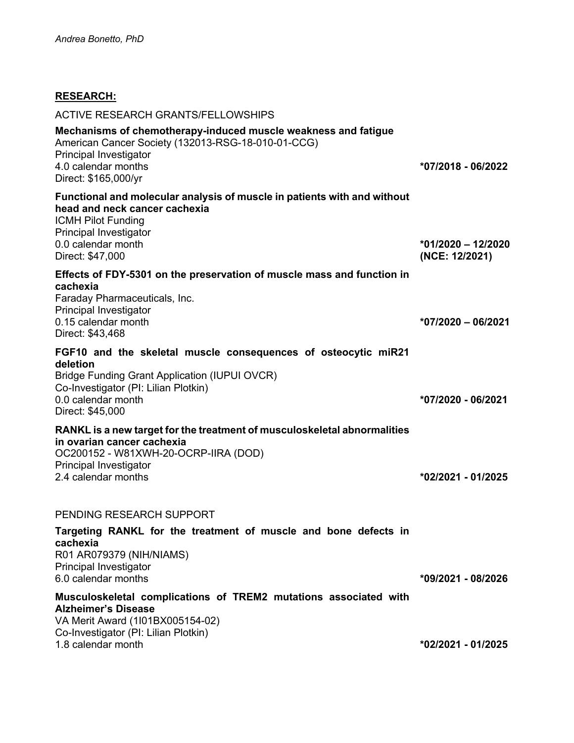**RESEARCH:**

ACTIVE RESEARCH GRANTS/FELLOWSHIPS

**Mechanisms of chemotherapy-induced muscle weakness and fatigue**
American Cancer Society (132013-RSG-18-010-01-CCG)
Principal Investigator
4.0 calendar months
Direct: $165,000/yr
**\*07/2018 - 06/2022**

**Functional and molecular analysis of muscle in patients with and without head and neck cancer cachexia**
ICMH Pilot Funding
Principal Investigator
0.0 calendar month
Direct: $47,000
**\*01/2020 – 12/2020 (NCE: 12/2021)**

**Effects of FDY-5301 on the preservation of muscle mass and function in cachexia**
Faraday Pharmaceuticals, Inc.
Principal Investigator
0.15 calendar month
Direct: $43,468
**\*07/2020 – 06/2021**

**FGF10 and the skeletal muscle consequences of osteocytic miR21 deletion**
Bridge Funding Grant Application (IUPUI OVCR)
Co-Investigator (PI: Lilian Plotkin)
0.0 calendar month
Direct: $45,000
**\*07/2020 - 06/2021**

**RANKL is a new target for the treatment of musculoskeletal abnormalities in ovarian cancer cachexia**
OC200152 - W81XWH-20-OCRP-IIRA (DOD)
Principal Investigator
2.4 calendar months
**\*02/2021 - 01/2025**

PENDING RESEARCH SUPPORT

**Targeting RANKL for the treatment of muscle and bone defects in cachexia**
R01 AR079379 (NIH/NIAMS)
Principal Investigator
6.0 calendar months
**\*09/2021 - 08/2026**

**Musculoskeletal complications of TREM2 mutations associated with Alzheimer's Disease**
VA Merit Award (1I01BX005154-02)
Co-Investigator (PI: Lilian Plotkin)
1.8 calendar month
**\*02/2021 - 01/2025**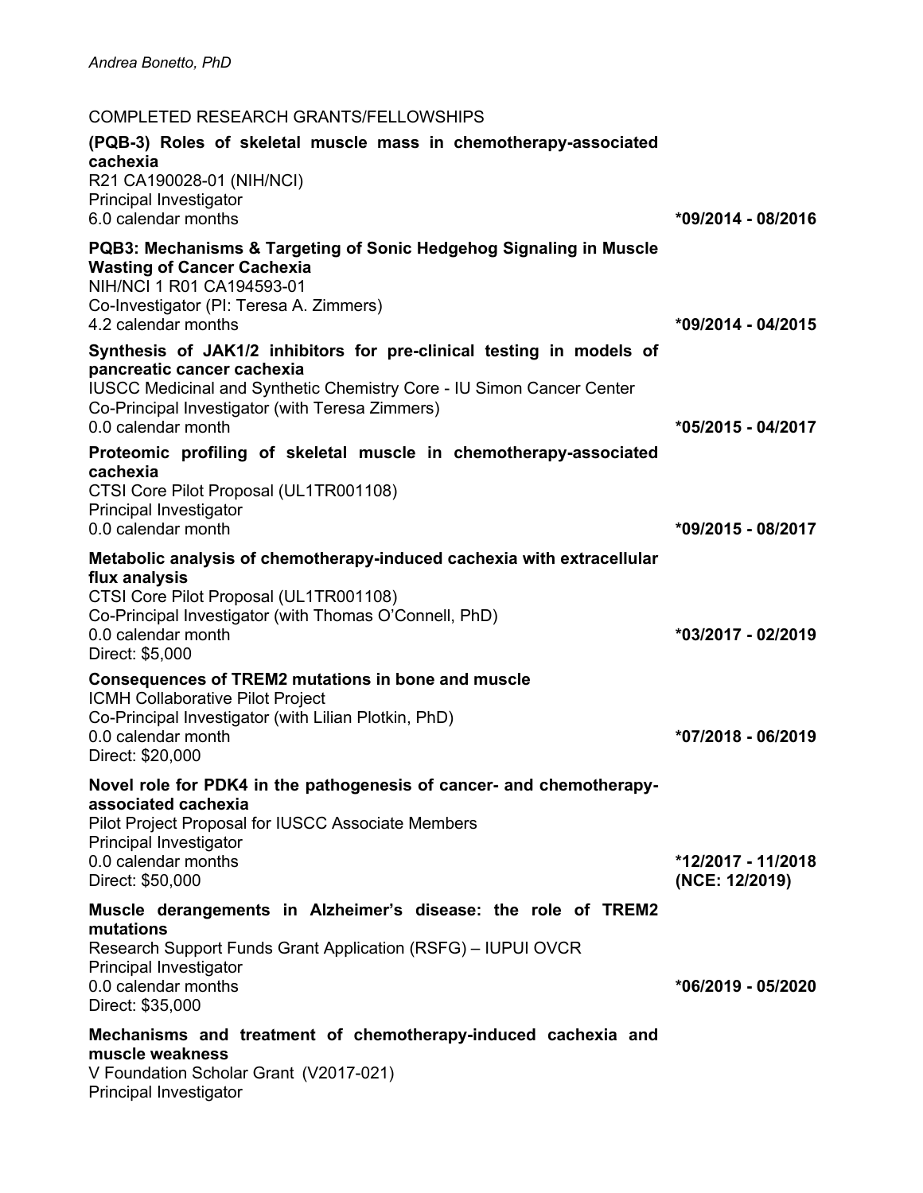COMPLETED RESEARCH GRANTS/FELLOWSHIPS

**(PQB-3) Roles of skeletal muscle mass in chemotherapy-associated cachexia**
R21 CA190028-01 (NIH/NCI)
Principal Investigator
6.0 calendar months **\*09/2014 - 08/2016**

**PQB3: Mechanisms & Targeting of Sonic Hedgehog Signaling in Muscle Wasting of Cancer Cachexia**
NIH/NCI 1 R01 CA194593-01
Co-Investigator (PI: Teresa A. Zimmers)
4.2 calendar months **\*09/2014 - 04/2015**

**Synthesis of JAK1/2 inhibitors for pre-clinical testing in models of pancreatic cancer cachexia**
IUSCC Medicinal and Synthetic Chemistry Core - IU Simon Cancer Center
Co-Principal Investigator (with Teresa Zimmers)
0.0 calendar month **\*05/2015 - 04/2017**

**Proteomic profiling of skeletal muscle in chemotherapy-associated cachexia**
CTSI Core Pilot Proposal (UL1TR001108)
Principal Investigator
0.0 calendar month **\*09/2015 - 08/2017**

**Metabolic analysis of chemotherapy-induced cachexia with extracellular flux analysis**
CTSI Core Pilot Proposal (UL1TR001108)
Co-Principal Investigator (with Thomas O'Connell, PhD)
0.0 calendar month **\*03/2017 - 02/2019**
Direct: $5,000

**Consequences of TREM2 mutations in bone and muscle**
ICMH Collaborative Pilot Project
Co-Principal Investigator (with Lilian Plotkin, PhD)
0.0 calendar month **\*07/2018 - 06/2019**
Direct: $20,000

**Novel role for PDK4 in the pathogenesis of cancer- and chemotherapy-associated cachexia**
Pilot Project Proposal for IUSCC Associate Members
Principal Investigator
0.0 calendar months **\*12/2017 - 11/2018 (NCE: 12/2019)**
Direct: $50,000

**Muscle derangements in Alzheimer's disease: the role of TREM2 mutations**
Research Support Funds Grant Application (RSFG) – IUPUI OVCR
Principal Investigator
0.0 calendar months **\*06/2019 - 05/2020**
Direct: $35,000

**Mechanisms and treatment of chemotherapy-induced cachexia and muscle weakness**
V Foundation Scholar Grant (V2017-021)
Principal Investigator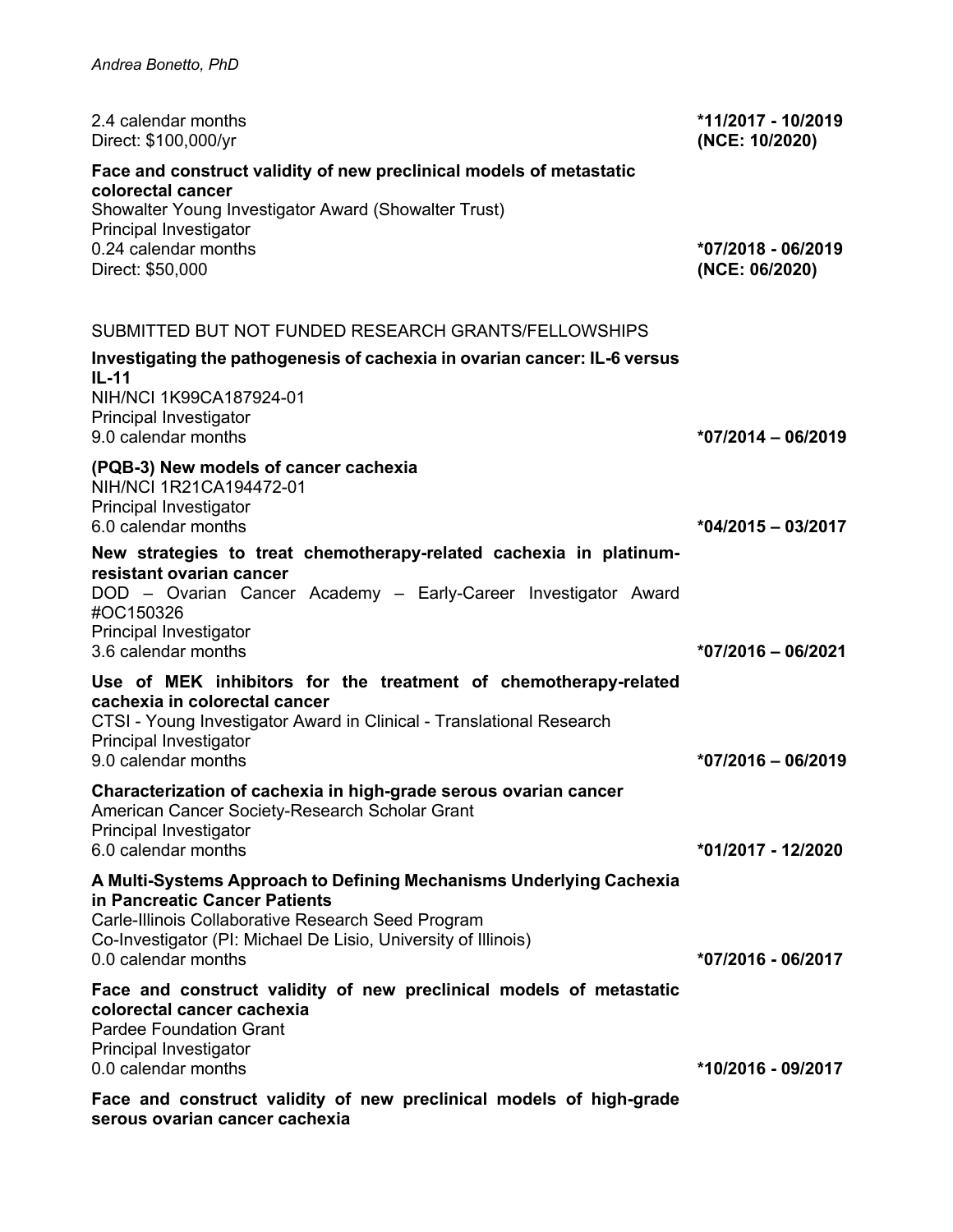2.4 calendar months
Direct: $100,000/yr
**\*11/2017 - 10/2019 (NCE: 10/2020)**

**Face and construct validity of new preclinical models of metastatic colorectal cancer**
Showalter Young Investigator Award (Showalter Trust)
Principal Investigator
0.24 calendar months
Direct: $50,000
**\*07/2018 - 06/2019 (NCE: 06/2020)**

SUBMITTED BUT NOT FUNDED RESEARCH GRANTS/FELLOWSHIPS

**Investigating the pathogenesis of cachexia in ovarian cancer: IL-6 versus IL-11**
NIH/NCI 1K99CA187924-01
Principal Investigator
9.0 calendar months
**\*07/2014 – 06/2019**

**(PQB-3) New models of cancer cachexia**
NIH/NCI 1R21CA194472-01
Principal Investigator
6.0 calendar months
**\*04/2015 – 03/2017**

**New strategies to treat chemotherapy-related cachexia in platinum-resistant ovarian cancer**
DOD – Ovarian Cancer Academy – Early-Career Investigator Award #OC150326
Principal Investigator
3.6 calendar months
**\*07/2016 – 06/2021**

**Use of MEK inhibitors for the treatment of chemotherapy-related cachexia in colorectal cancer**
CTSI - Young Investigator Award in Clinical - Translational Research
Principal Investigator
9.0 calendar months
**\*07/2016 – 06/2019**

**Characterization of cachexia in high-grade serous ovarian cancer**
American Cancer Society-Research Scholar Grant
Principal Investigator
6.0 calendar months
**\*01/2017 - 12/2020**

**A Multi-Systems Approach to Defining Mechanisms Underlying Cachexia in Pancreatic Cancer Patients**
Carle-Illinois Collaborative Research Seed Program
Co-Investigator (PI: Michael De Lisio, University of Illinois)
0.0 calendar months
**\*07/2016 - 06/2017**

**Face and construct validity of new preclinical models of metastatic colorectal cancer cachexia**
Pardee Foundation Grant
Principal Investigator
0.0 calendar months
**\*10/2016 - 09/2017**

**Face and construct validity of new preclinical models of high-grade serous ovarian cancer cachexia**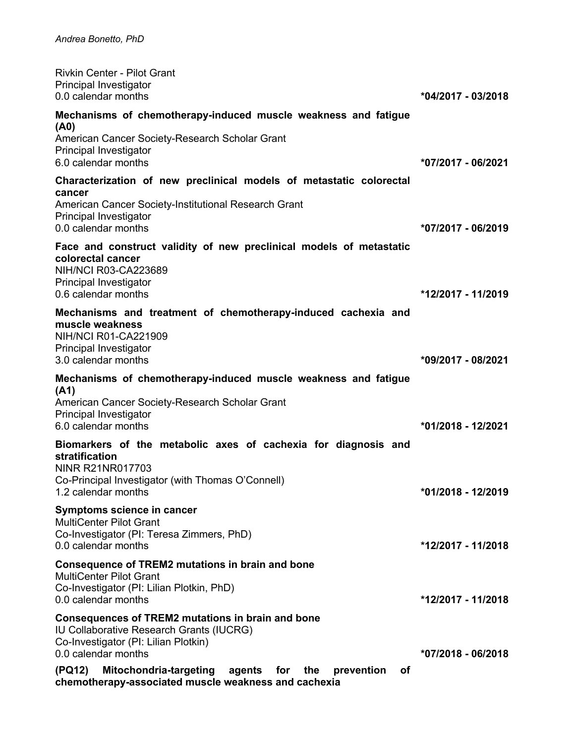Rivkin Center - Pilot Grant
Principal Investigator
0.0 calendar months **\*04/2017 - 03/2018**

**Mechanisms of chemotherapy-induced muscle weakness and fatigue (A0)**
American Cancer Society-Research Scholar Grant
Principal Investigator
6.0 calendar months **\*07/2017 - 06/2021**

**Characterization of new preclinical models of metastatic colorectal cancer**
American Cancer Society-Institutional Research Grant
Principal Investigator
0.0 calendar months **\*07/2017 - 06/2019**

**Face and construct validity of new preclinical models of metastatic colorectal cancer**
NIH/NCI R03-CA223689
Principal Investigator
0.6 calendar months **\*12/2017 - 11/2019**

**Mechanisms and treatment of chemotherapy-induced cachexia and muscle weakness**
NIH/NCI R01-CA221909
Principal Investigator
3.0 calendar months **\*09/2017 - 08/2021**

**Mechanisms of chemotherapy-induced muscle weakness and fatigue (A1)**
American Cancer Society-Research Scholar Grant
Principal Investigator
6.0 calendar months **\*01/2018 - 12/2021**

**Biomarkers of the metabolic axes of cachexia for diagnosis and stratification**
NINR R21NR017703
Co-Principal Investigator (with Thomas O'Connell)
1.2 calendar months **\*01/2018 - 12/2019**

**Symptoms science in cancer**
MultiCenter Pilot Grant
Co-Investigator (PI: Teresa Zimmers, PhD)
0.0 calendar months **\*12/2017 - 11/2018**

**Consequence of TREM2 mutations in brain and bone**
MultiCenter Pilot Grant
Co-Investigator (PI: Lilian Plotkin, PhD)
0.0 calendar months **\*12/2017 - 11/2018**

**Consequences of TREM2 mutations in brain and bone**
IU Collaborative Research Grants (IUCRG)
Co-Investigator (PI: Lilian Plotkin)
0.0 calendar months **\*07/2018 - 06/2018**

**(PQ12) Mitochondria-targeting agents for the prevention of chemotherapy-associated muscle weakness and cachexia**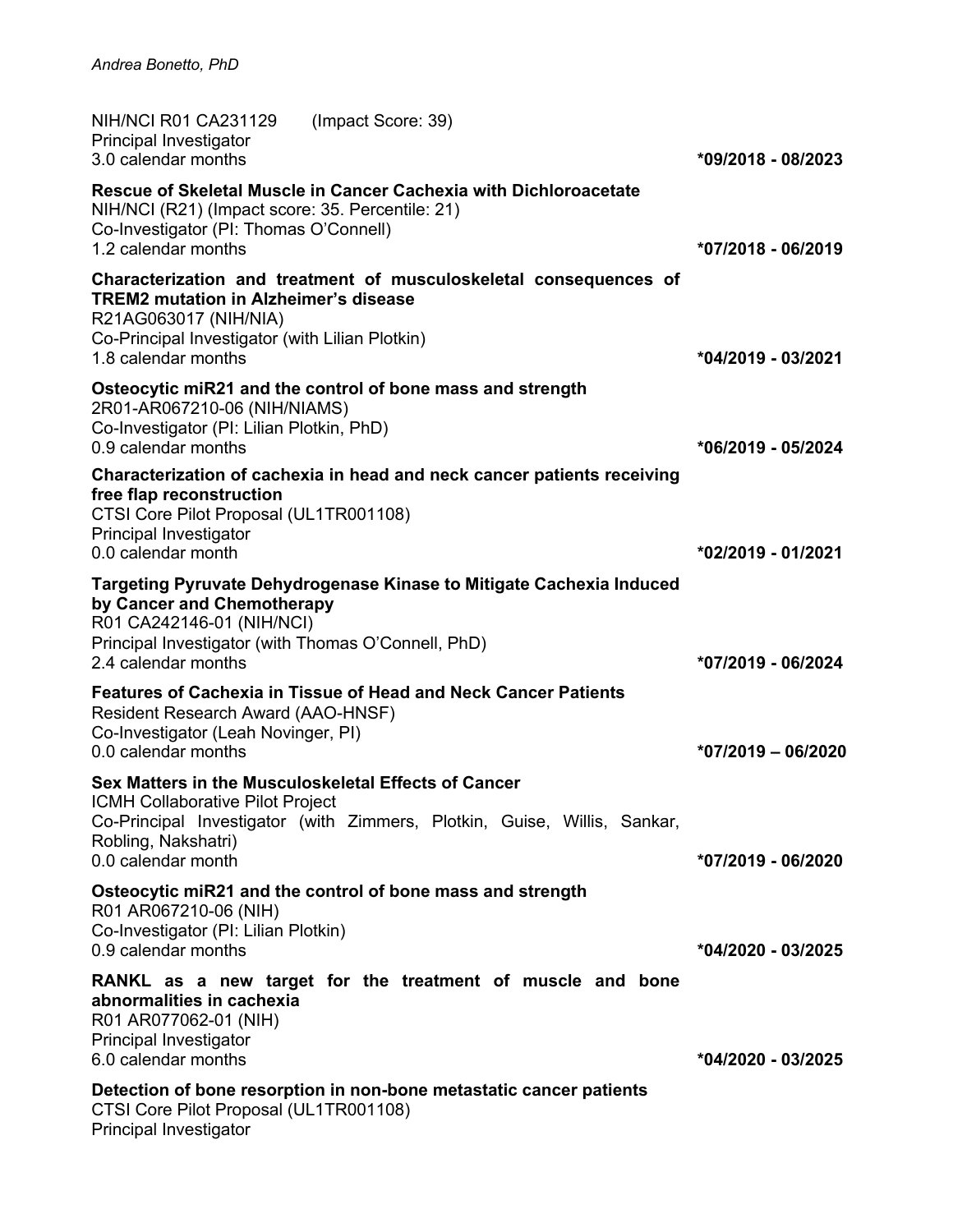NIH/NCI R01 CA231129 (Impact Score: 39)
Principal Investigator
3.0 calendar months **\*09/2018 - 08/2023**

**Rescue of Skeletal Muscle in Cancer Cachexia with Dichloroacetate**
NIH/NCI (R21) (Impact score: 35. Percentile: 21)
Co-Investigator (PI: Thomas O'Connell)
1.2 calendar months **\*07/2018 - 06/2019**

**Characterization and treatment of musculoskeletal consequences of TREM2 mutation in Alzheimer's disease**
R21AG063017 (NIH/NIA)
Co-Principal Investigator (with Lilian Plotkin)
1.8 calendar months **\*04/2019 - 03/2021**

**Osteocytic miR21 and the control of bone mass and strength**
2R01-AR067210-06 (NIH/NIAMS)
Co-Investigator (PI: Lilian Plotkin, PhD)
0.9 calendar months **\*06/2019 - 05/2024**

**Characterization of cachexia in head and neck cancer patients receiving free flap reconstruction**
CTSI Core Pilot Proposal (UL1TR001108)
Principal Investigator
0.0 calendar month **\*02/2019 - 01/2021**

**Targeting Pyruvate Dehydrogenase Kinase to Mitigate Cachexia Induced by Cancer and Chemotherapy**
R01 CA242146-01 (NIH/NCI)
Principal Investigator (with Thomas O'Connell, PhD)
2.4 calendar months **\*07/2019 - 06/2024**

**Features of Cachexia in Tissue of Head and Neck Cancer Patients**
Resident Research Award (AAO-HNSF)
Co-Investigator (Leah Novinger, PI)
0.0 calendar months **\*07/2019 – 06/2020**

**Sex Matters in the Musculoskeletal Effects of Cancer**
ICMH Collaborative Pilot Project
Co-Principal Investigator (with Zimmers, Plotkin, Guise, Willis, Sankar, Robling, Nakshatri)
0.0 calendar month **\*07/2019 - 06/2020**

**Osteocytic miR21 and the control of bone mass and strength**
R01 AR067210-06 (NIH)
Co-Investigator (PI: Lilian Plotkin)
0.9 calendar months **\*04/2020 - 03/2025**

**RANKL as a new target for the treatment of muscle and bone abnormalities in cachexia**
R01 AR077062-01 (NIH)
Principal Investigator
6.0 calendar months **\*04/2020 - 03/2025**

**Detection of bone resorption in non-bone metastatic cancer patients**
CTSI Core Pilot Proposal (UL1TR001108)
Principal Investigator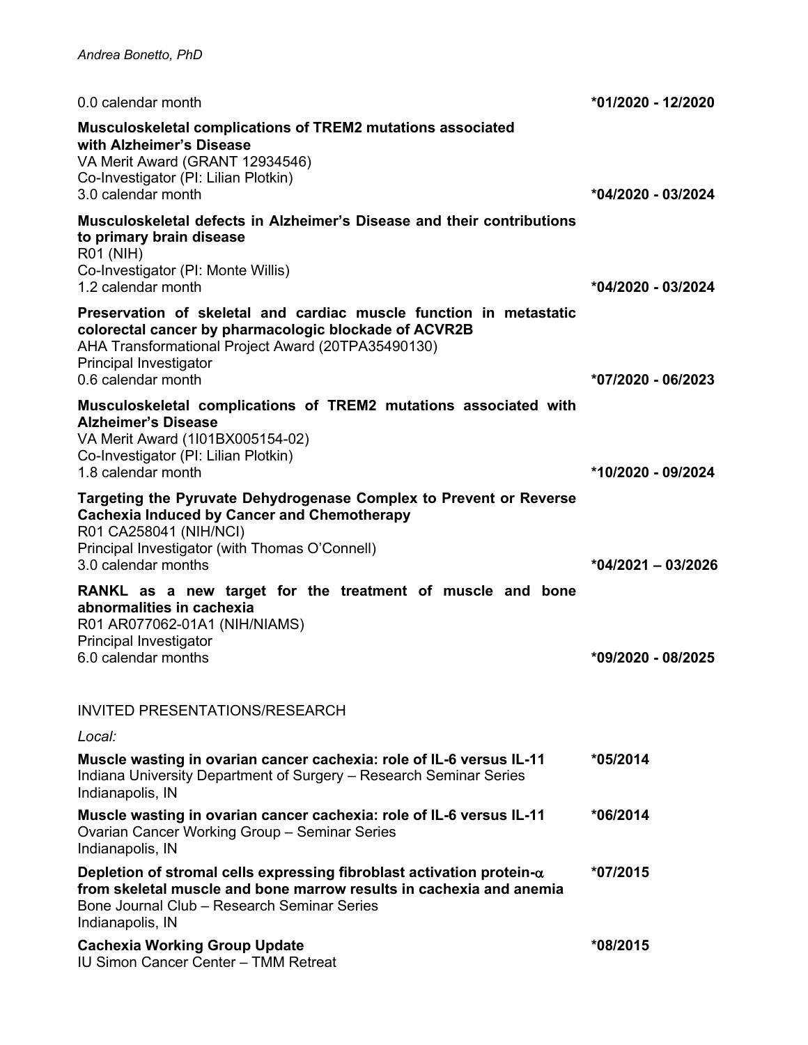0.0 calendar month *01/2020 - 12/2020

**Musculoskeletal complications of TREM2 mutations associated with Alzheimer's Disease**
VA Merit Award (GRANT 12934546)
Co-Investigator (PI: Lilian Plotkin)
3.0 calendar month *04/2020 - 03/2024

**Musculoskeletal defects in Alzheimer's Disease and their contributions to primary brain disease**
R01 (NIH)
Co-Investigator (PI: Monte Willis)
1.2 calendar month *04/2020 - 03/2024

**Preservation of skeletal and cardiac muscle function in metastatic colorectal cancer by pharmacologic blockade of ACVR2B**
AHA Transformational Project Award (20TPA35490130)
Principal Investigator
0.6 calendar month *07/2020 - 06/2023

**Musculoskeletal complications of TREM2 mutations associated with Alzheimer's Disease**
VA Merit Award (1I01BX005154-02)
Co-Investigator (PI: Lilian Plotkin)
1.8 calendar month *10/2020 - 09/2024

**Targeting the Pyruvate Dehydrogenase Complex to Prevent or Reverse Cachexia Induced by Cancer and Chemotherapy**
R01 CA258041 (NIH/NCI)
Principal Investigator (with Thomas O'Connell)
3.0 calendar months *04/2021 – 03/2026

**RANKL as a new target for the treatment of muscle and bone abnormalities in cachexia**
R01 AR077062-01A1 (NIH/NIAMS)
Principal Investigator
6.0 calendar months *09/2020 - 08/2025

## INVITED PRESENTATIONS/RESEARCH

*Local:*

**Muscle wasting in ovarian cancer cachexia: role of IL-6 versus IL-11** *05/2014
Indiana University Department of Surgery – Research Seminar Series
Indianapolis, IN

**Muscle wasting in ovarian cancer cachexia: role of IL-6 versus IL-11** *06/2014
Ovarian Cancer Working Group – Seminar Series
Indianapolis, IN

**Depletion of stromal cells expressing fibroblast activation protein-$\alpha$ from skeletal muscle and bone marrow results in cachexia and anemia** *07/2015
Bone Journal Club – Research Seminar Series
Indianapolis, IN

**Cachexia Working Group Update** *08/2015
IU Simon Cancer Center – TMM Retreat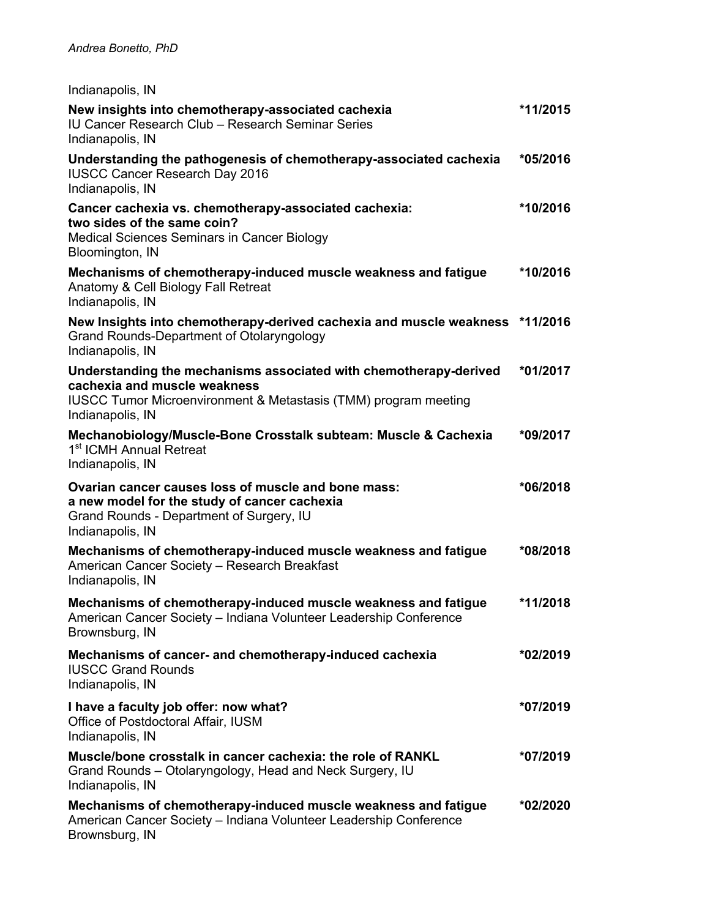Indianapolis, IN

**New insights into chemotherapy-associated cachexia** *11/2015
IU Cancer Research Club – Research Seminar Series
Indianapolis, IN

**Understanding the pathogenesis of chemotherapy-associated cachexia** *05/2016
IUSCC Cancer Research Day 2016
Indianapolis, IN

**Cancer cachexia vs. chemotherapy-associated cachexia: two sides of the same coin?** *10/2016
Medical Sciences Seminars in Cancer Biology
Bloomington, IN

**Mechanisms of chemotherapy-induced muscle weakness and fatigue** *10/2016
Anatomy & Cell Biology Fall Retreat
Indianapolis, IN

**New Insights into chemotherapy-derived cachexia and muscle weakness** *11/2016
Grand Rounds-Department of Otolaryngology
Indianapolis, IN

**Understanding the mechanisms associated with chemotherapy-derived cachexia and muscle weakness** *01/2017
IUSCC Tumor Microenvironment & Metastasis (TMM) program meeting
Indianapolis, IN

**Mechanobiology/Muscle-Bone Crosstalk subteam: Muscle & Cachexia** *09/2017
1st ICMH Annual Retreat
Indianapolis, IN

**Ovarian cancer causes loss of muscle and bone mass: a new model for the study of cancer cachexia** *06/2018
Grand Rounds - Department of Surgery, IU
Indianapolis, IN

**Mechanisms of chemotherapy-induced muscle weakness and fatigue** *08/2018
American Cancer Society – Research Breakfast
Indianapolis, IN

**Mechanisms of chemotherapy-induced muscle weakness and fatigue** *11/2018
American Cancer Society – Indiana Volunteer Leadership Conference
Brownsburg, IN

**Mechanisms of cancer- and chemotherapy-induced cachexia** *02/2019
IUSCC Grand Rounds
Indianapolis, IN

**I have a faculty job offer: now what?** *07/2019
Office of Postdoctoral Affair, IUSM
Indianapolis, IN

**Muscle/bone crosstalk in cancer cachexia: the role of RANKL** *07/2019
Grand Rounds – Otolaryngology, Head and Neck Surgery, IU
Indianapolis, IN

**Mechanisms of chemotherapy-induced muscle weakness and fatigue** *02/2020
American Cancer Society – Indiana Volunteer Leadership Conference
Brownsburg, IN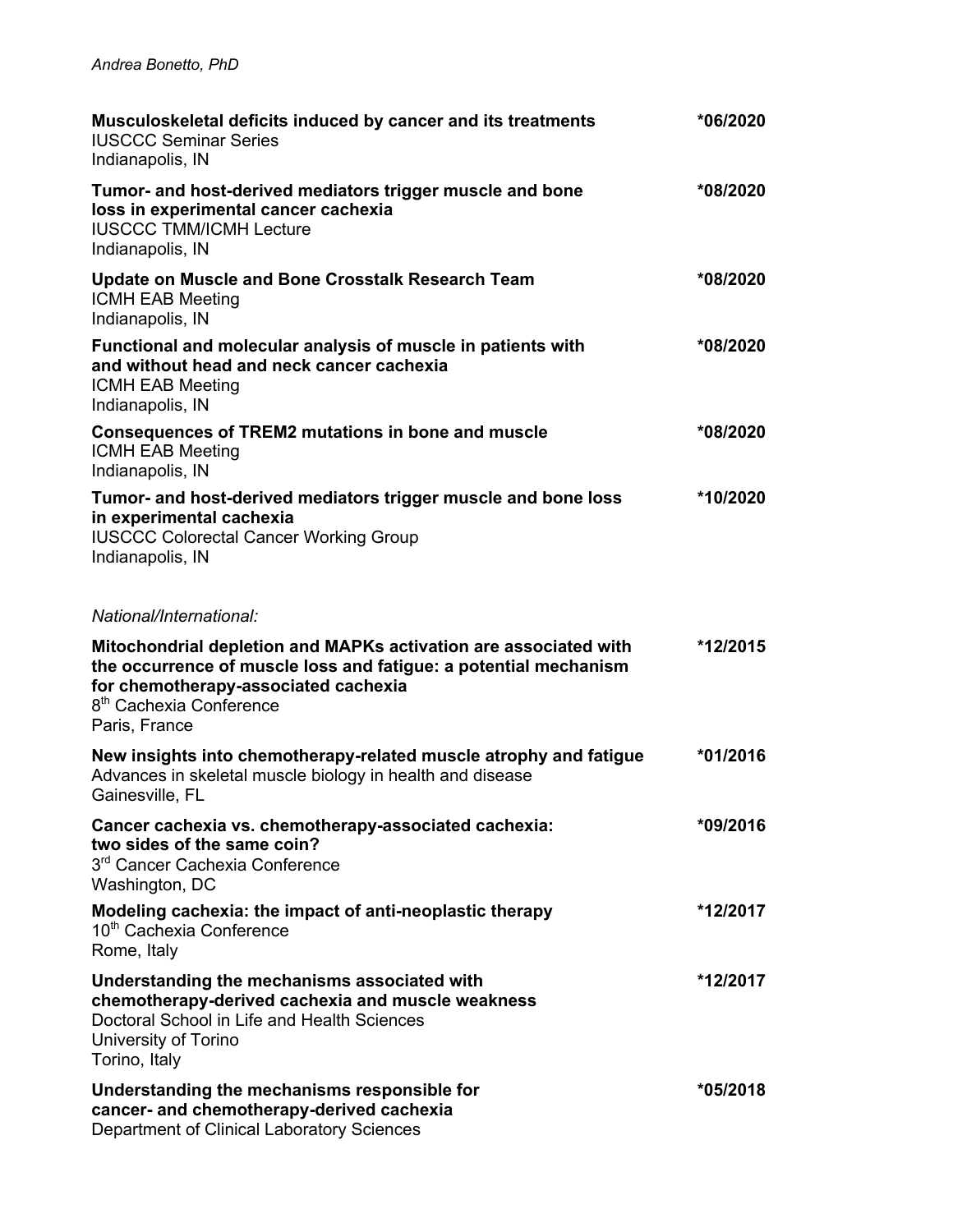**Musculoskeletal deficits induced by cancer and its treatments** *06/2020
IUSCCC Seminar Series
Indianapolis, IN

**Tumor- and host-derived mediators trigger muscle and bone loss in experimental cancer cachexia** *08/2020
IUSCCC TMM/ICMH Lecture
Indianapolis, IN

**Update on Muscle and Bone Crosstalk Research Team** *08/2020
ICMH EAB Meeting
Indianapolis, IN

**Functional and molecular analysis of muscle in patients with and without head and neck cancer cachexia** *08/2020
ICMH EAB Meeting
Indianapolis, IN

**Consequences of TREM2 mutations in bone and muscle** *08/2020
ICMH EAB Meeting
Indianapolis, IN

**Tumor- and host-derived mediators trigger muscle and bone loss in experimental cachexia** *10/2020
IUSCCC Colorectal Cancer Working Group
Indianapolis, IN

*National/International:*

**Mitochondrial depletion and MAPKs activation are associated with the occurrence of muscle loss and fatigue: a potential mechanism for chemotherapy-associated cachexia** *12/2015
8th Cachexia Conference
Paris, France

**New insights into chemotherapy-related muscle atrophy and fatigue** *01/2016
Advances in skeletal muscle biology in health and disease
Gainesville, FL

**Cancer cachexia vs. chemotherapy-associated cachexia: two sides of the same coin?** *09/2016
3rd Cancer Cachexia Conference
Washington, DC

**Modeling cachexia: the impact of anti-neoplastic therapy** *12/2017
10th Cachexia Conference
Rome, Italy

**Understanding the mechanisms associated with chemotherapy-derived cachexia and muscle weakness** *12/2017
Doctoral School in Life and Health Sciences
University of Torino
Torino, Italy

**Understanding the mechanisms responsible for cancer- and chemotherapy-derived cachexia** *05/2018
Department of Clinical Laboratory Sciences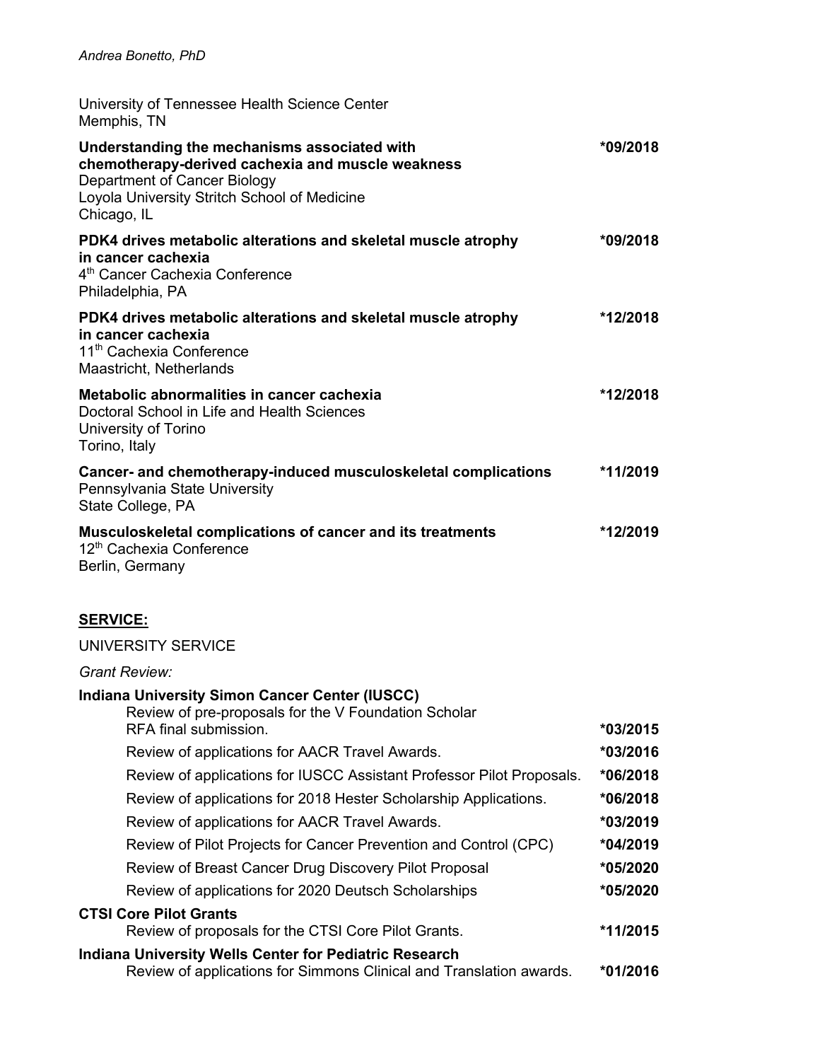University of Tennessee Health Science Center
Memphis, TN

**Understanding the mechanisms associated with chemotherapy-derived cachexia and muscle weakness** *09/2018
Department of Cancer Biology
Loyola University Stritch School of Medicine
Chicago, IL

**PDK4 drives metabolic alterations and skeletal muscle atrophy in cancer cachexia** *09/2018
4th Cancer Cachexia Conference
Philadelphia, PA

**PDK4 drives metabolic alterations and skeletal muscle atrophy in cancer cachexia** *12/2018
11th Cachexia Conference
Maastricht, Netherlands

**Metabolic abnormalities in cancer cachexia** *12/2018
Doctoral School in Life and Health Sciences
University of Torino
Torino, Italy

**Cancer- and chemotherapy-induced musculoskeletal complications** *11/2019
Pennsylvania State University
State College, PA

**Musculoskeletal complications of cancer and its treatments** *12/2019
12th Cachexia Conference
Berlin, Germany

## SERVICE:

UNIVERSITY SERVICE

*Grant Review:*

**Indiana University Simon Cancer Center (IUSCC)**

- Review of pre-proposals for the V Foundation Scholar RFA final submission. *03/2015
- Review of applications for AACR Travel Awards. *03/2016
- Review of applications for IUSCC Assistant Professor Pilot Proposals. *06/2018
- Review of applications for 2018 Hester Scholarship Applications. *06/2018
- Review of applications for AACR Travel Awards. *03/2019
- Review of Pilot Projects for Cancer Prevention and Control (CPC) *04/2019
- Review of Breast Cancer Drug Discovery Pilot Proposal *05/2020
- Review of applications for 2020 Deutsch Scholarships *05/2020

**CTSI Core Pilot Grants**

- Review of proposals for the CTSI Core Pilot Grants. *11/2015

**Indiana University Wells Center for Pediatric Research**

- Review of applications for Simmons Clinical and Translation awards. *01/2016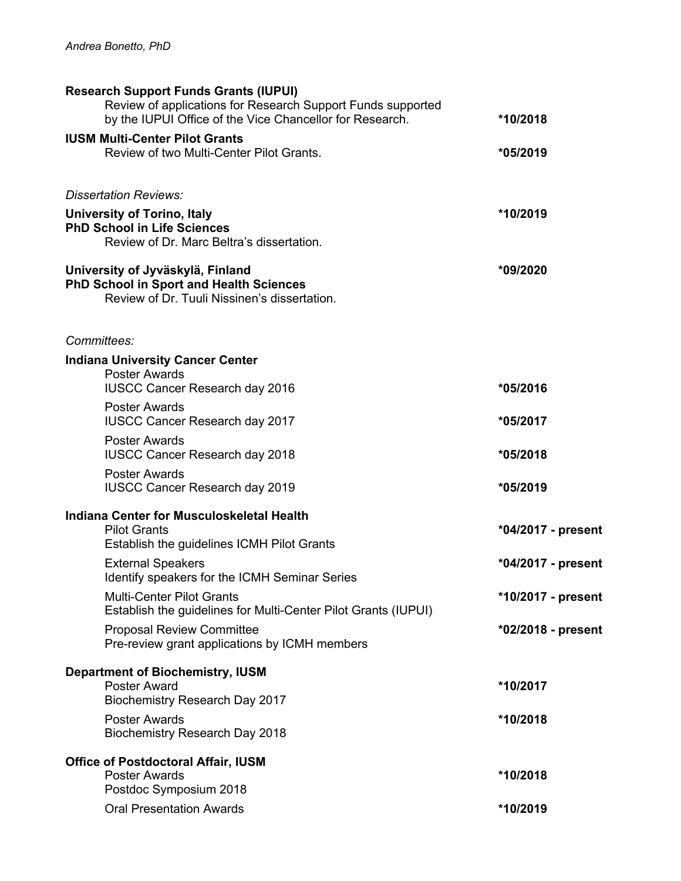**Research Support Funds Grants (IUPUI)**
Review of applications for Research Support Funds supported by the IUPUI Office of the Vice Chancellor for Research. **\*10/2018**

**IUSM Multi-Center Pilot Grants**
Review of two Multi-Center Pilot Grants. **\*05/2019**

*Dissertation Reviews:*

**University of Torino, Italy** **\*10/2019**
**PhD School in Life Sciences**
Review of Dr. Marc Beltra's dissertation.

**University of Jyväskylä, Finland** **\*09/2020**
**PhD School in Sport and Health Sciences**
Review of Dr. Tuuli Nissinen's dissertation.

*Committees:*

**Indiana University Cancer Center**

Poster Awards
IUSCC Cancer Research day 2016 **\*05/2016**

Poster Awards
IUSCC Cancer Research day 2017 **\*05/2017**

Poster Awards
IUSCC Cancer Research day 2018 **\*05/2018**

Poster Awards
IUSCC Cancer Research day 2019 **\*05/2019**

**Indiana Center for Musculoskeletal Health**

Pilot Grants **\*04/2017 - present**
Establish the guidelines ICMH Pilot Grants

External Speakers **\*04/2017 - present**
Identify speakers for the ICMH Seminar Series

Multi-Center Pilot Grants **\*10/2017 - present**
Establish the guidelines for Multi-Center Pilot Grants (IUPUI)

Proposal Review Committee **\*02/2018 - present**
Pre-review grant applications by ICMH members

**Department of Biochemistry, IUSM**

Poster Award **\*10/2017**
Biochemistry Research Day 2017

Poster Awards **\*10/2018**
Biochemistry Research Day 2018

**Office of Postdoctoral Affair, IUSM**

Poster Awards **\*10/2018**
Postdoc Symposium 2018

Oral Presentation Awards **\*10/2019**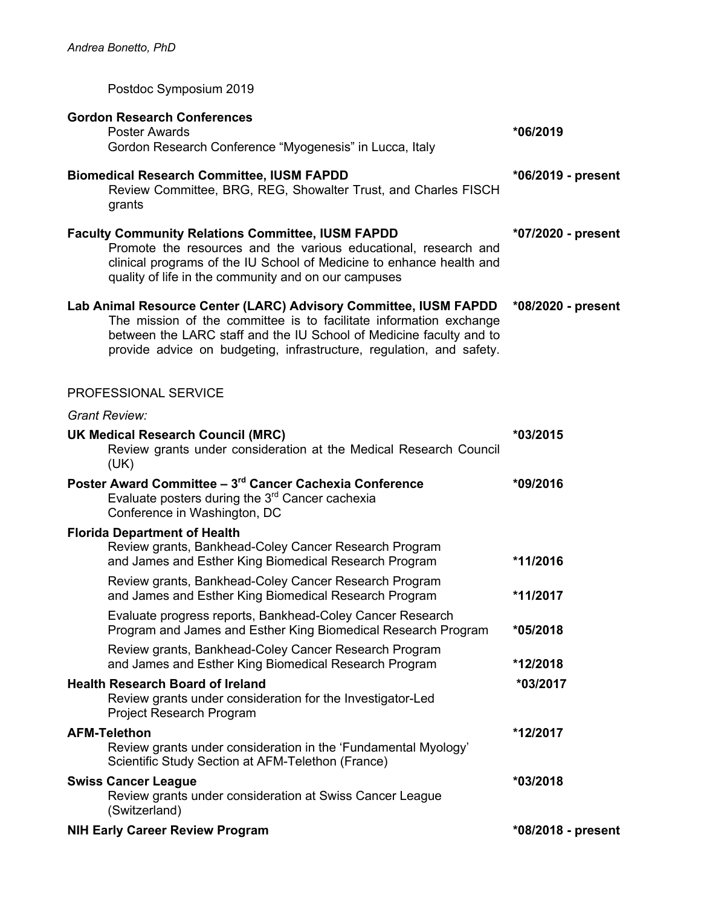Postdoc Symposium 2019

**Gordon Research Conferences** 
Poster Awards — ***06/2019***
Gordon Research Conference "Myogenesis" in Lucca, Italy

**Biomedical Research Committee, IUSM FAPDD** — ***06/2019 - present***
Review Committee, BRG, REG, Showalter Trust, and Charles FISCH grants

**Faculty Community Relations Committee, IUSM FAPDD** — ***07/2020 - present***
Promote the resources and the various educational, research and clinical programs of the IU School of Medicine to enhance health and quality of life in the community and on our campuses

**Lab Animal Resource Center (LARC) Advisory Committee, IUSM FAPDD** — ***08/2020 - present***
The mission of the committee is to facilitate information exchange between the LARC staff and the IU School of Medicine faculty and to provide advice on budgeting, infrastructure, regulation, and safety.

## PROFESSIONAL SERVICE

*Grant Review:*

**UK Medical Research Council (MRC)** — ***03/2015***
Review grants under consideration at the Medical Research Council (UK)

**Poster Award Committee – 3rd Cancer Cachexia Conference** — ***09/2016***
Evaluate posters during the 3rd Cancer cachexia Conference in Washington, DC

**Florida Department of Health**
Review grants, Bankhead-Coley Cancer Research Program and James and Esther King Biomedical Research Program — ***11/2016***
Review grants, Bankhead-Coley Cancer Research Program and James and Esther King Biomedical Research Program — ***11/2017***
Evaluate progress reports, Bankhead-Coley Cancer Research Program and James and Esther King Biomedical Research Program — ***05/2018***
Review grants, Bankhead-Coley Cancer Research Program and James and Esther King Biomedical Research Program — ***12/2018***

**Health Research Board of Ireland** — ***03/2017***
Review grants under consideration for the Investigator-Led Project Research Program

**AFM-Telethon** — ***12/2017***
Review grants under consideration in the 'Fundamental Myology' Scientific Study Section at AFM-Telethon (France)

**Swiss Cancer League** — ***03/2018***
Review grants under consideration at Swiss Cancer League (Switzerland)

**NIH Early Career Review Program** — ***08/2018 - present***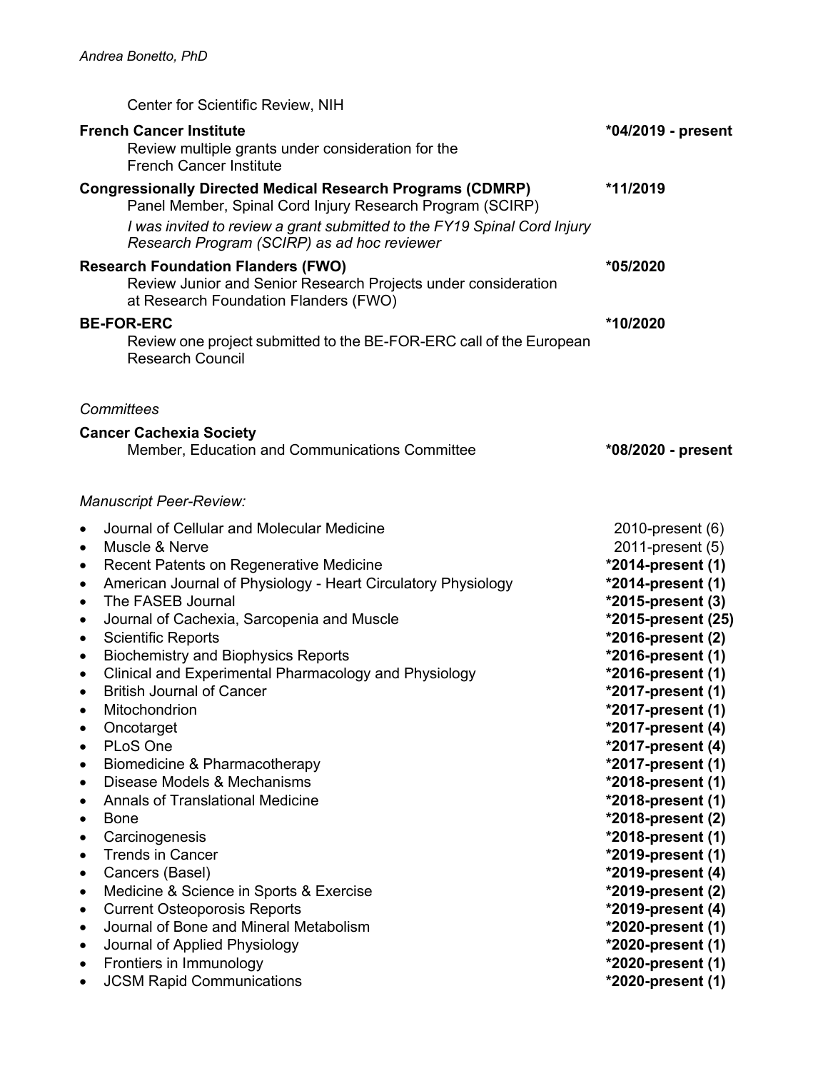Center for Scientific Review, NIH

**French Cancer Institute** **\*04/2019 - present**
Review multiple grants under consideration for the French Cancer Institute

**Congressionally Directed Medical Research Programs (CDMRP)** **\*11/2019**
Panel Member, Spinal Cord Injury Research Program (SCIRP)
*I was invited to review a grant submitted to the FY19 Spinal Cord Injury Research Program (SCIRP) as ad hoc reviewer*

**Research Foundation Flanders (FWO)** **\*05/2020**
Review Junior and Senior Research Projects under consideration at Research Foundation Flanders (FWO)

**BE-FOR-ERC** **\*10/2020**
Review one project submitted to the BE-FOR-ERC call of the European Research Council

*Committees*

**Cancer Cachexia Society**
Member, Education and Communications Committee **\*08/2020 - present**

*Manuscript Peer-Review:*

- Journal of Cellular and Molecular Medicine 2010-present (6)
- Muscle & Nerve 2011-present (5)
- Recent Patents on Regenerative Medicine **\*2014-present (1)**
- American Journal of Physiology - Heart Circulatory Physiology **\*2014-present (1)**
- The FASEB Journal **\*2015-present (3)**
- Journal of Cachexia, Sarcopenia and Muscle **\*2015-present (25)**
- Scientific Reports **\*2016-present (2)**
- Biochemistry and Biophysics Reports **\*2016-present (1)**
- Clinical and Experimental Pharmacology and Physiology **\*2016-present (1)**
- British Journal of Cancer **\*2017-present (1)**
- Mitochondrion **\*2017-present (1)**
- Oncotarget **\*2017-present (4)**
- PLoS One **\*2017-present (4)**
- Biomedicine & Pharmacotherapy **\*2017-present (1)**
- Disease Models & Mechanisms **\*2018-present (1)**
- Annals of Translational Medicine **\*2018-present (1)**
- Bone **\*2018-present (2)**
- Carcinogenesis **\*2018-present (1)**
- Trends in Cancer **\*2019-present (1)**
- Cancers (Basel) **\*2019-present (4)**
- Medicine & Science in Sports & Exercise **\*2019-present (2)**
- Current Osteoporosis Reports **\*2019-present (4)**
- Journal of Bone and Mineral Metabolism **\*2020-present (1)**
- Journal of Applied Physiology **\*2020-present (1)**
- Frontiers in Immunology **\*2020-present (1)**
- JCSM Rapid Communications **\*2020-present (1)**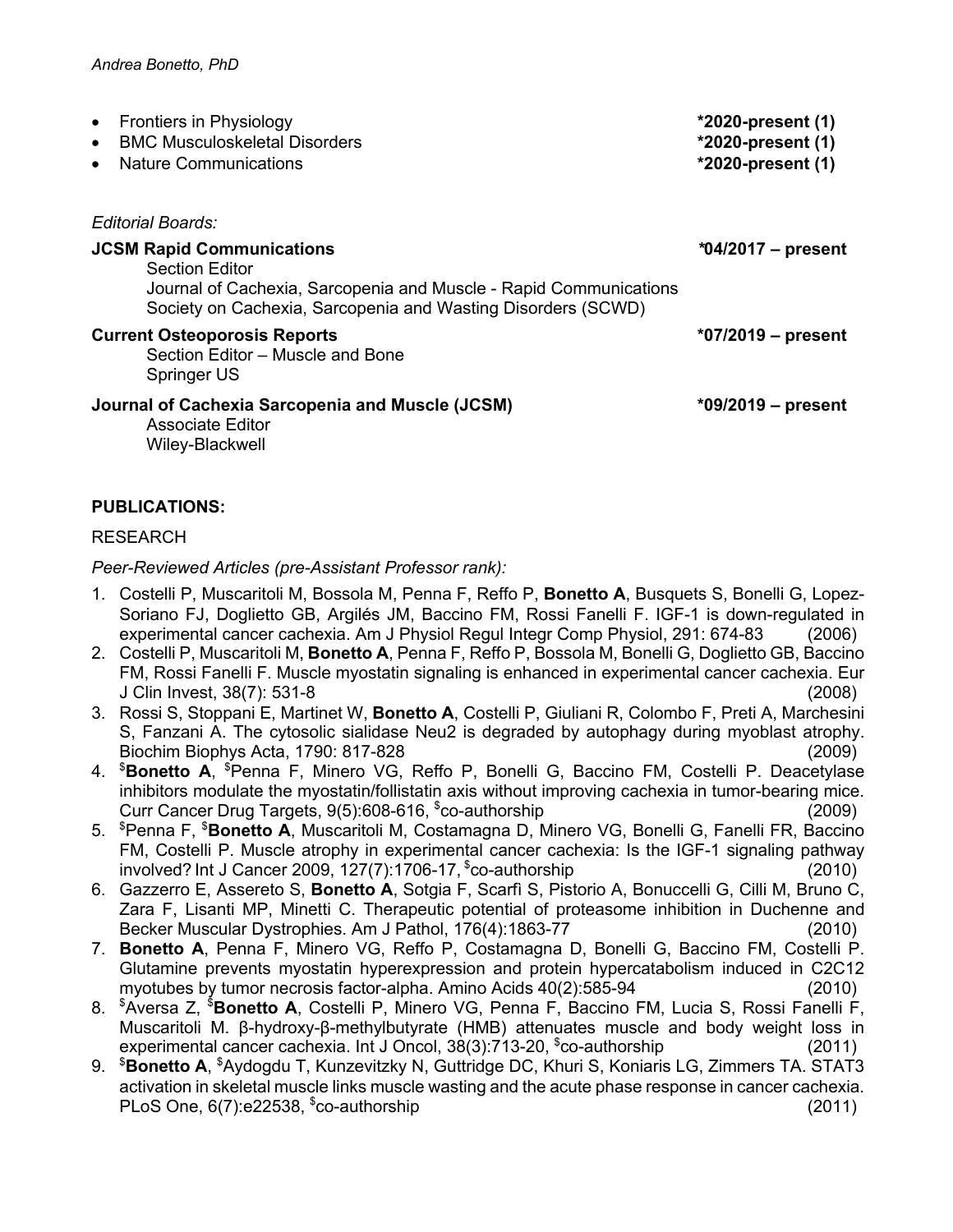- Frontiers in Physiology **\*2020-present (1)**
- BMC Musculoskeletal Disorders **\*2020-present (1)**
- Nature Communications **\*2020-present (1)**

*Editorial Boards:*

**JCSM Rapid Communications** **\*04/2017 – present**
Section Editor
Journal of Cachexia, Sarcopenia and Muscle - Rapid Communications
Society on Cachexia, Sarcopenia and Wasting Disorders (SCWD)

**Current Osteoporosis Reports** **\*07/2019 – present**
Section Editor – Muscle and Bone
Springer US

**Journal of Cachexia Sarcopenia and Muscle (JCSM)** **\*09/2019 – present**
Associate Editor
Wiley-Blackwell

**PUBLICATIONS:**

RESEARCH

*Peer-Reviewed Articles (pre-Assistant Professor rank):*

1. Costelli P, Muscaritoli M, Bossola M, Penna F, Reffo P, **Bonetto A**, Busquets S, Bonelli G, Lopez-Soriano FJ, Doglietto GB, Argilés JM, Baccino FM, Rossi Fanelli F. IGF-1 is down-regulated in experimental cancer cachexia. Am J Physiol Regul Integr Comp Physiol, 291: 674-83 (2006)
2. Costelli P, Muscaritoli M, **Bonetto A**, Penna F, Reffo P, Bossola M, Bonelli G, Doglietto GB, Baccino FM, Rossi Fanelli F. Muscle myostatin signaling is enhanced in experimental cancer cachexia. Eur J Clin Invest, 38(7): 531-8 (2008)
3. Rossi S, Stoppani E, Martinet W, **Bonetto A**, Costelli P, Giuliani R, Colombo F, Preti A, Marchesini S, Fanzani A. The cytosolic sialidase Neu2 is degraded by autophagy during myoblast atrophy. Biochim Biophys Acta, 1790: 817-828 (2009)
4. $**Bonetto A**, $Penna F, Minero VG, Reffo P, Bonelli G, Baccino FM, Costelli P. Deacetylase inhibitors modulate the myostatin/follistatin axis without improving cachexia in tumor-bearing mice. Curr Cancer Drug Targets, 9(5):608-616, $co-authorship (2009)
5. $Penna F, $**Bonetto A**, Muscaritoli M, Costamagna D, Minero VG, Bonelli G, Fanelli FR, Baccino FM, Costelli P. Muscle atrophy in experimental cancer cachexia: Is the IGF-1 signaling pathway involved? Int J Cancer 2009, 127(7):1706-17, $co-authorship (2010)
6. Gazzerro E, Assereto S, **Bonetto A**, Sotgia F, Scarfì S, Pistorio A, Bonuccelli G, Cilli M, Bruno C, Zara F, Lisanti MP, Minetti C. Therapeutic potential of proteasome inhibition in Duchenne and Becker Muscular Dystrophies. Am J Pathol, 176(4):1863-77 (2010)
7. **Bonetto A**, Penna F, Minero VG, Reffo P, Costamagna D, Bonelli G, Baccino FM, Costelli P. Glutamine prevents myostatin hyperexpression and protein hypercatabolism induced in C2C12 myotubes by tumor necrosis factor-alpha. Amino Acids 40(2):585-94 (2010)
8. $Aversa Z, $**Bonetto A**, Costelli P, Minero VG, Penna F, Baccino FM, Lucia S, Rossi Fanelli F, Muscaritoli M. β-hydroxy-β-methylbutyrate (HMB) attenuates muscle and body weight loss in experimental cancer cachexia. Int J Oncol, 38(3):713-20, $co-authorship (2011)
9. $**Bonetto A**, $Aydogdu T, Kunzevitzky N, Guttridge DC, Khuri S, Koniaris LG, Zimmers TA. STAT3 activation in skeletal muscle links muscle wasting and the acute phase response in cancer cachexia. PLoS One, 6(7):e22538, $co-authorship (2011)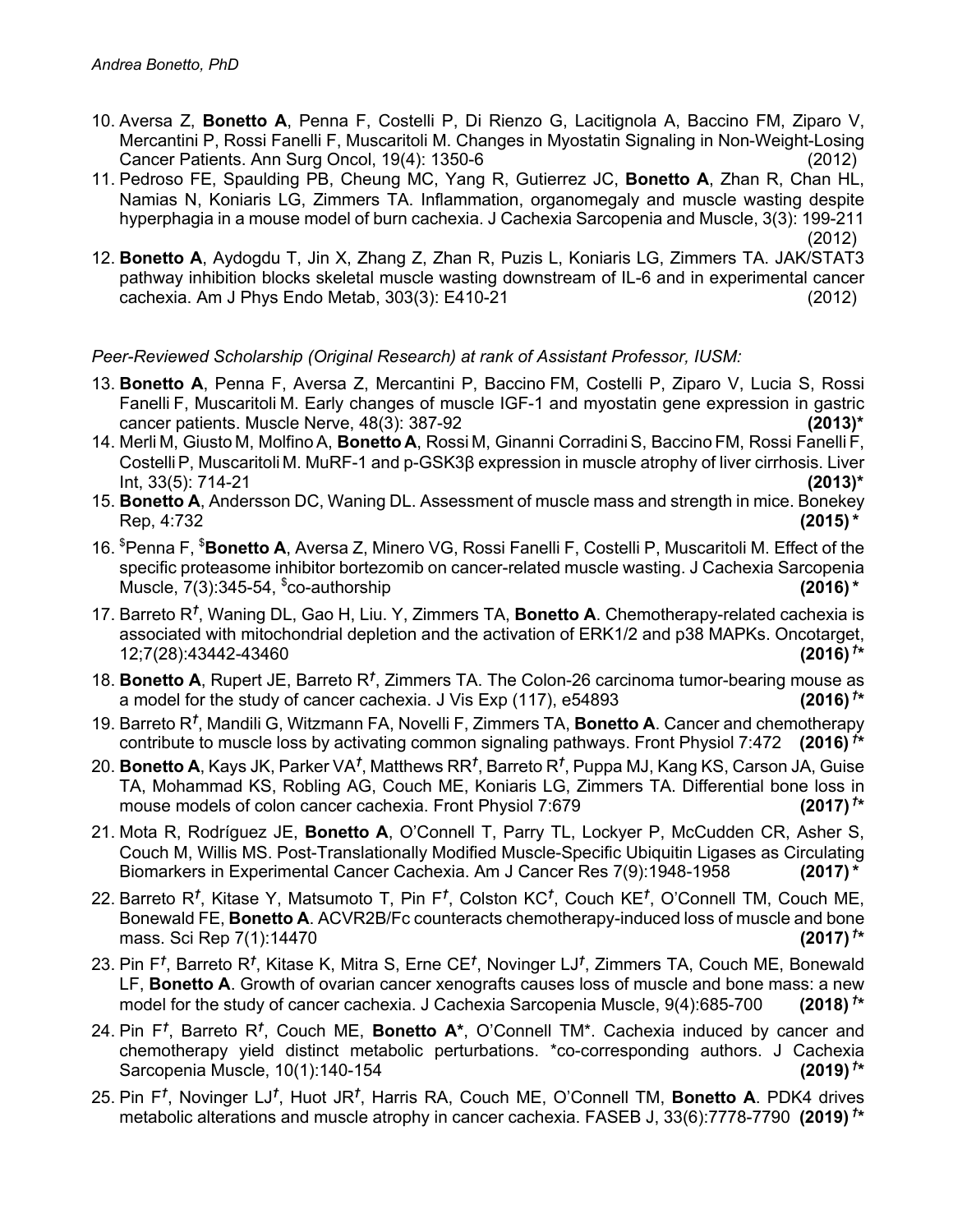10. Aversa Z, **Bonetto A**, Penna F, Costelli P, Di Rienzo G, Lacitignola A, Baccino FM, Ziparo V, Mercantini P, Rossi Fanelli F, Muscaritoli M. Changes in Myostatin Signaling in Non-Weight-Losing Cancer Patients. Ann Surg Oncol, 19(4): 1350-6 (2012)
11. Pedroso FE, Spaulding PB, Cheung MC, Yang R, Gutierrez JC, **Bonetto A**, Zhan R, Chan HL, Namias N, Koniaris LG, Zimmers TA. Inflammation, organomegaly and muscle wasting despite hyperphagia in a mouse model of burn cachexia. J Cachexia Sarcopenia and Muscle, 3(3): 199-211 (2012)
12. **Bonetto A**, Aydogdu T, Jin X, Zhang Z, Zhan R, Puzis L, Koniaris LG, Zimmers TA. JAK/STAT3 pathway inhibition blocks skeletal muscle wasting downstream of IL-6 and in experimental cancer cachexia. Am J Phys Endo Metab, 303(3): E410-21 (2012)

*Peer-Reviewed Scholarship (Original Research) at rank of Assistant Professor, IUSM:*

13. **Bonetto A**, Penna F, Aversa Z, Mercantini P, Baccino FM, Costelli P, Ziparo V, Lucia S, Rossi Fanelli F, Muscaritoli M. Early changes of muscle IGF-1 and myostatin gene expression in gastric cancer patients. Muscle Nerve, 48(3): 387-92 **(2013)\***
14. Merli M, Giusto M, Molfino A, **Bonetto A**, Rossi M, Ginanni Corradini S, Baccino FM, Rossi Fanelli F, Costelli P, Muscaritoli M. MuRF-1 and p-GSK3β expression in muscle atrophy of liver cirrhosis. Liver Int, 33(5): 714-21 **(2013)\***
15. **Bonetto A**, Andersson DC, Waning DL. Assessment of muscle mass and strength in mice. Bonekey Rep, 4:732 **(2015) \***
16. $Penna F, $**Bonetto A**, Aversa Z, Minero VG, Rossi Fanelli F, Costelli P, Muscaritoli M. Effect of the specific proteasome inhibitor bortezomib on cancer-related muscle wasting. J Cachexia Sarcopenia Muscle, 7(3):345-54, $co-authorship **(2016) \***
17. Barreto R†, Waning DL, Gao H, Liu. Y, Zimmers TA, **Bonetto A**. Chemotherapy-related cachexia is associated with mitochondrial depletion and the activation of ERK1/2 and p38 MAPKs. Oncotarget, 12;7(28):43442-43460 **(2016) †\***
18. **Bonetto A**, Rupert JE, Barreto R†, Zimmers TA. The Colon-26 carcinoma tumor-bearing mouse as a model for the study of cancer cachexia. J Vis Exp (117), e54893 **(2016) †\***
19. Barreto R†, Mandili G, Witzmann FA, Novelli F, Zimmers TA, **Bonetto A**. Cancer and chemotherapy contribute to muscle loss by activating common signaling pathways. Front Physiol 7:472 **(2016) †\***
20. **Bonetto A**, Kays JK, Parker VA†, Matthews RR†, Barreto R†, Puppa MJ, Kang KS, Carson JA, Guise TA, Mohammad KS, Robling AG, Couch ME, Koniaris LG, Zimmers TA. Differential bone loss in mouse models of colon cancer cachexia. Front Physiol 7:679 **(2017) †\***
21. Mota R, Rodríguez JE, **Bonetto A**, O'Connell T, Parry TL, Lockyer P, McCudden CR, Asher S, Couch M, Willis MS. Post-Translationally Modified Muscle-Specific Ubiquitin Ligases as Circulating Biomarkers in Experimental Cancer Cachexia. Am J Cancer Res 7(9):1948-1958 **(2017) \***
22. Barreto R†, Kitase Y, Matsumoto T, Pin F†, Colston KC†, Couch KE†, O'Connell TM, Couch ME, Bonewald FE, **Bonetto A**. ACVR2B/Fc counteracts chemotherapy-induced loss of muscle and bone mass. Sci Rep 7(1):14470 **(2017) †\***
23. Pin F†, Barreto R†, Kitase K, Mitra S, Erne CE†, Novinger LJ†, Zimmers TA, Couch ME, Bonewald LF, **Bonetto A**. Growth of ovarian cancer xenografts causes loss of muscle and bone mass: a new model for the study of cancer cachexia. J Cachexia Sarcopenia Muscle, 9(4):685-700 **(2018) †\***
24. Pin F†, Barreto R†, Couch ME, **Bonetto A\***, O'Connell TM\*. Cachexia induced by cancer and chemotherapy yield distinct metabolic perturbations. \*co-corresponding authors. J Cachexia Sarcopenia Muscle, 10(1):140-154 **(2019) †\***
25. Pin F†, Novinger LJ†, Huot JR†, Harris RA, Couch ME, O'Connell TM, **Bonetto A**. PDK4 drives metabolic alterations and muscle atrophy in cancer cachexia. FASEB J, 33(6):7778-7790 **(2019) †\***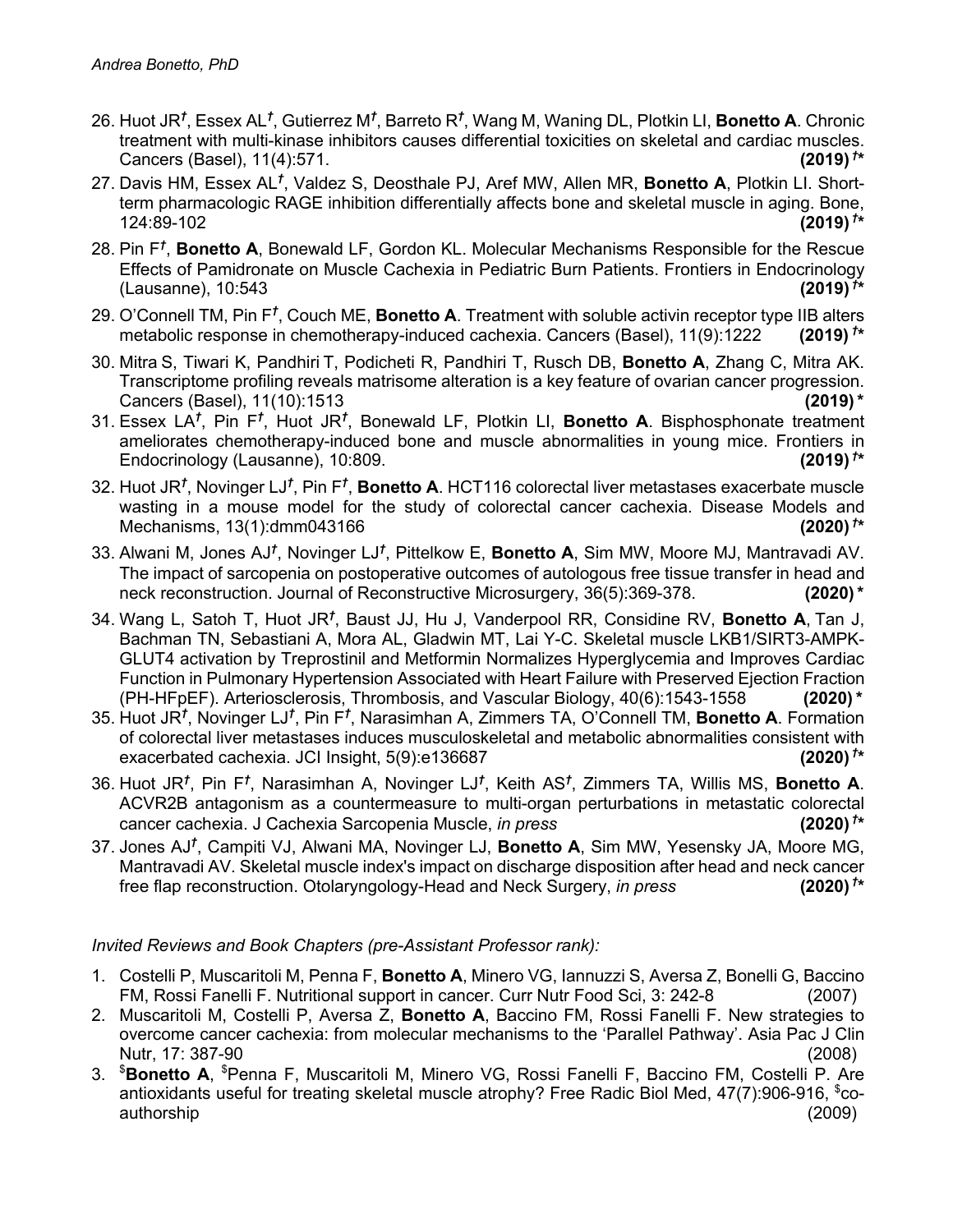26. Huot JR[†], Essex AL[†], Gutierrez M[†], Barreto R[†], Wang M, Waning DL, Plotkin LI, **Bonetto A**. Chronic treatment with multi-kinase inhibitors causes differential toxicities on skeletal and cardiac muscles. Cancers (Basel), 11(4):571. **(2019)** [†*]
27. Davis HM, Essex AL[†], Valdez S, Deosthale PJ, Aref MW, Allen MR, **Bonetto A**, Plotkin LI. Short-term pharmacologic RAGE inhibition differentially affects bone and skeletal muscle in aging. Bone, 124:89-102 **(2019)** [†*]
28. Pin F[†], **Bonetto A**, Bonewald LF, Gordon KL. Molecular Mechanisms Responsible for the Rescue Effects of Pamidronate on Muscle Cachexia in Pediatric Burn Patients. Frontiers in Endocrinology (Lausanne), 10:543 **(2019)** [†*]
29. O'Connell TM, Pin F[†], Couch ME, **Bonetto A**. Treatment with soluble activin receptor type IIB alters metabolic response in chemotherapy-induced cachexia. Cancers (Basel), 11(9):1222 **(2019)** [†*]
30. Mitra S, Tiwari K, Pandhiri T, Podicheti R, Pandhiri T, Rusch DB, **Bonetto A**, Zhang C, Mitra AK. Transcriptome profiling reveals matrisome alteration is a key feature of ovarian cancer progression. Cancers (Basel), 11(10):1513 **(2019)** [*]
31. Essex LA[†], Pin F[†], Huot JR[†], Bonewald LF, Plotkin LI, **Bonetto A**. Bisphosphonate treatment ameliorates chemotherapy-induced bone and muscle abnormalities in young mice. Frontiers in Endocrinology (Lausanne), 10:809. **(2019)** [†*]
32. Huot JR[†], Novinger LJ[†], Pin F[†], **Bonetto A**. HCT116 colorectal liver metastases exacerbate muscle wasting in a mouse model for the study of colorectal cancer cachexia. Disease Models and Mechanisms, 13(1):dmm043166 **(2020)** [†*]
33. Alwani M, Jones AJ[†], Novinger LJ[†], Pittelkow E, **Bonetto A**, Sim MW, Moore MJ, Mantravadi AV. The impact of sarcopenia on postoperative outcomes of autologous free tissue transfer in head and neck reconstruction. Journal of Reconstructive Microsurgery, 36(5):369-378. **(2020)** [*]
34. Wang L, Satoh T, Huot JR[†], Baust JJ, Hu J, Vanderpool RR, Considine RV, **Bonetto A**, Tan J, Bachman TN, Sebastiani A, Mora AL, Gladwin MT, Lai Y-C. Skeletal muscle LKB1/SIRT3-AMPK-GLUT4 activation by Treprostinil and Metformin Normalizes Hyperglycemia and Improves Cardiac Function in Pulmonary Hypertension Associated with Heart Failure with Preserved Ejection Fraction (PH-HFpEF). Arteriosclerosis, Thrombosis, and Vascular Biology, 40(6):1543-1558 **(2020)** [*]
35. Huot JR[†], Novinger LJ[†], Pin F[†], Narasimhan A, Zimmers TA, O'Connell TM, **Bonetto A**. Formation of colorectal liver metastases induces musculoskeletal and metabolic abnormalities consistent with exacerbated cachexia. JCI Insight, 5(9):e136687 **(2020)** [†*]
36. Huot JR[†], Pin F[†], Narasimhan A, Novinger LJ[†], Keith AS[†], Zimmers TA, Willis MS, **Bonetto A**. ACVR2B antagonism as a countermeasure to multi-organ perturbations in metastatic colorectal cancer cachexia. J Cachexia Sarcopenia Muscle, *in press* **(2020)** [†*]
37. Jones AJ[†], Campiti VJ, Alwani MA, Novinger LJ, **Bonetto A**, Sim MW, Yesensky JA, Moore MG, Mantravadi AV. Skeletal muscle index's impact on discharge disposition after head and neck cancer free flap reconstruction. Otolaryngology-Head and Neck Surgery, *in press* **(2020)** [†*]

*Invited Reviews and Book Chapters (pre-Assistant Professor rank):*

1. Costelli P, Muscaritoli M, Penna F, **Bonetto A**, Minero VG, Iannuzzi S, Aversa Z, Bonelli G, Baccino FM, Rossi Fanelli F. Nutritional support in cancer. Curr Nutr Food Sci, 3: 242-8 (2007)
2. Muscaritoli M, Costelli P, Aversa Z, **Bonetto A**, Baccino FM, Rossi Fanelli F. New strategies to overcome cancer cachexia: from molecular mechanisms to the 'Parallel Pathway'. Asia Pac J Clin Nutr, 17: 387-90 (2008)
3. [$]**Bonetto A**, [$]Penna F, Muscaritoli M, Minero VG, Rossi Fanelli F, Baccino FM, Costelli P. Are antioxidants useful for treating skeletal muscle atrophy? Free Radic Biol Med, 47(7):906-916, [$]co-authorship (2009)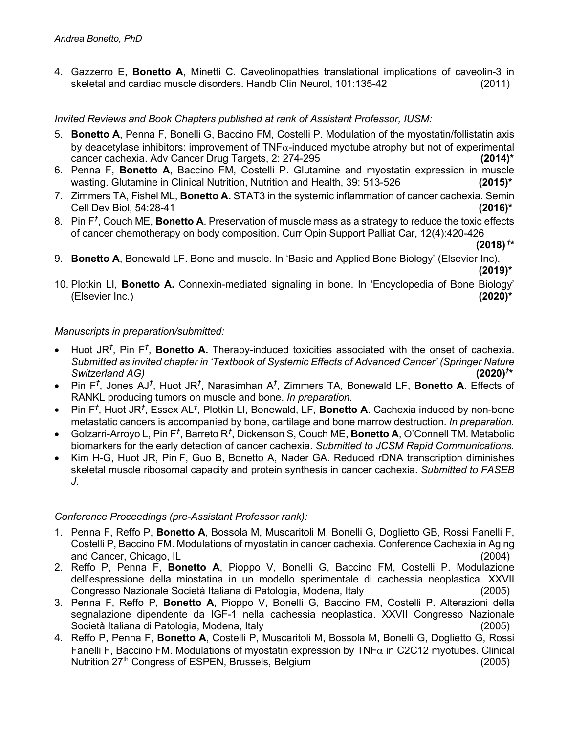4. Gazzerro E, **Bonetto A**, Minetti C. Caveolinopathies translational implications of caveolin-3 in skeletal and cardiac muscle disorders. Handb Clin Neurol, 101:135-42 (2011)

*Invited Reviews and Book Chapters published at rank of Assistant Professor, IUSM:*

5. **Bonetto A**, Penna F, Bonelli G, Baccino FM, Costelli P. Modulation of the myostatin/follistatin axis by deacetylase inhibitors: improvement of TNF$\alpha$-induced myotube atrophy but not of experimental cancer cachexia. Adv Cancer Drug Targets, 2: 274-295 **(2014)***
6. Penna F, **Bonetto A**, Baccino FM, Costelli P. Glutamine and myostatin expression in muscle wasting. Glutamine in Clinical Nutrition, Nutrition and Health, 39: 513-526 **(2015)***
7. Zimmers TA, Fishel ML, **Bonetto A.** STAT3 in the systemic inflammation of cancer cachexia. Semin Cell Dev Biol, 54:28-41 **(2016)***
8. Pin F*[†]*, Couch ME, **Bonetto A**. Preservation of muscle mass as a strategy to reduce the toxic effects of cancer chemotherapy on body composition. Curr Opin Support Palliat Car, 12(4):420-426 **(2018)*[†]****
9. **Bonetto A**, Bonewald LF. Bone and muscle. In 'Basic and Applied Bone Biology' (Elsevier Inc). **(2019)***
10. Plotkin LI, **Bonetto A.** Connexin-mediated signaling in bone. In 'Encyclopedia of Bone Biology' (Elsevier Inc.) **(2020)***

*Manuscripts in preparation/submitted:*

- Huot JR*[†]*, Pin F*[†]*, **Bonetto A.** Therapy-induced toxicities associated with the onset of cachexia. *Submitted as invited chapter in 'Textbook of Systemic Effects of Advanced Cancer' (Springer Nature Switzerland AG)* **(2020)*[†]****
- Pin F*[†]*, Jones AJ*[†]*, Huot JR*[†]*, Narasimhan A*[†]*, Zimmers TA, Bonewald LF, **Bonetto A**. Effects of RANKL producing tumors on muscle and bone. *In preparation.*
- Pin F*[†]*, Huot JR*[†]*, Essex AL*[†]*, Plotkin LI, Bonewald, LF, **Bonetto A**. Cachexia induced by non-bone metastatic cancers is accompanied by bone, cartilage and bone marrow destruction. *In preparation.*
- Golzarri-Arroyo L, Pin F*[†]*, Barreto R*[†]*, Dickenson S, Couch ME, **Bonetto A**, O'Connell TM. Metabolic biomarkers for the early detection of cancer cachexia. *Submitted to JCSM Rapid Communications.*
- Kim H-G, Huot JR, Pin F, Guo B, Bonetto A, Nader GA. Reduced rDNA transcription diminishes skeletal muscle ribosomal capacity and protein synthesis in cancer cachexia. *Submitted to FASEB J.*

*Conference Proceedings (pre-Assistant Professor rank):*

1. Penna F, Reffo P, **Bonetto A**, Bossola M, Muscaritoli M, Bonelli G, Doglietto GB, Rossi Fanelli F, Costelli P, Baccino FM. Modulations of myostatin in cancer cachexia. Conference Cachexia in Aging and Cancer, Chicago, IL (2004)
2. Reffo P, Penna F, **Bonetto A**, Pioppo V, Bonelli G, Baccino FM, Costelli P. Modulazione dell'espressione della miostatina in un modello sperimentale di cachessia neoplastica. XXVII Congresso Nazionale Società Italiana di Patologia, Modena, Italy (2005)
3. Penna F, Reffo P, **Bonetto A**, Pioppo V, Bonelli G, Baccino FM, Costelli P. Alterazioni della segnalazione dipendente da IGF-1 nella cachessia neoplastica. XXVII Congresso Nazionale Società Italiana di Patologia, Modena, Italy (2005)
4. Reffo P, Penna F, **Bonetto A**, Costelli P, Muscaritoli M, Bossola M, Bonelli G, Doglietto G, Rossi Fanelli F, Baccino FM. Modulations of myostatin expression by TNF$\alpha$ in C2C12 myotubes. Clinical Nutrition 27[th] Congress of ESPEN, Brussels, Belgium (2005)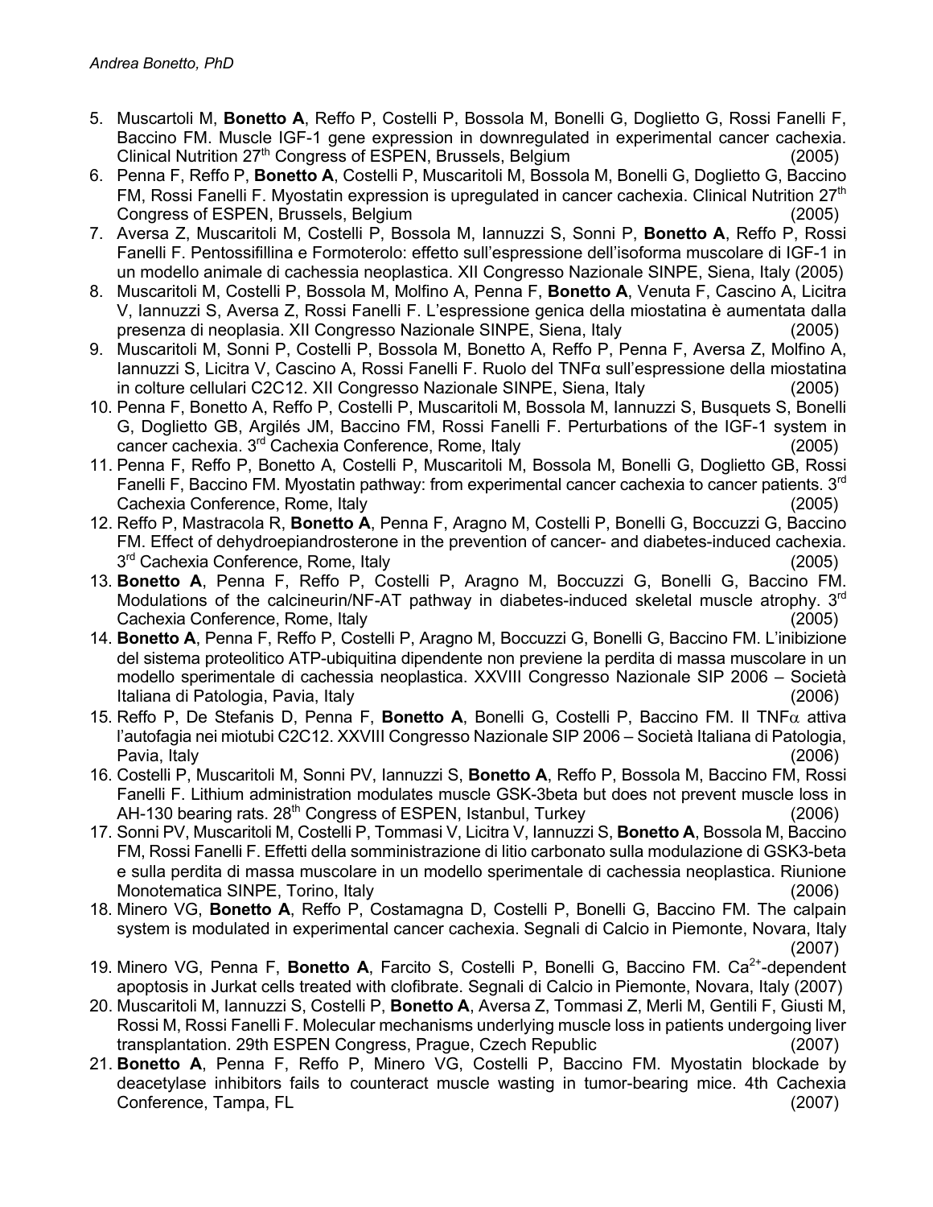5. Muscartoli M, **Bonetto A**, Reffo P, Costelli P, Bossola M, Bonelli G, Doglietto G, Rossi Fanelli F, Baccino FM. Muscle IGF-1 gene expression in downregulated in experimental cancer cachexia. Clinical Nutrition 27th Congress of ESPEN, Brussels, Belgium (2005)
6. Penna F, Reffo P, **Bonetto A**, Costelli P, Muscaritoli M, Bossola M, Bonelli G, Doglietto G, Baccino FM, Rossi Fanelli F. Myostatin expression is upregulated in cancer cachexia. Clinical Nutrition 27th Congress of ESPEN, Brussels, Belgium (2005)
7. Aversa Z, Muscaritoli M, Costelli P, Bossola M, Iannuzzi S, Sonni P, **Bonetto A**, Reffo P, Rossi Fanelli F. Pentossifillina e Formoterolo: effetto sull'espressione dell'isoforma muscolare di IGF-1 in un modello animale di cachessia neoplastica. XII Congresso Nazionale SINPE, Siena, Italy (2005)
8. Muscaritoli M, Costelli P, Bossola M, Molfino A, Penna F, **Bonetto A**, Venuta F, Cascino A, Licitra V, Iannuzzi S, Aversa Z, Rossi Fanelli F. L'espressione genica della miostatina è aumentata dalla presenza di neoplasia. XII Congresso Nazionale SINPE, Siena, Italy (2005)
9. Muscaritoli M, Sonni P, Costelli P, Bossola M, Bonetto A, Reffo P, Penna F, Aversa Z, Molfino A, Iannuzzi S, Licitra V, Cascino A, Rossi Fanelli F. Ruolo del TNFα sull'espressione della miostatina in colture cellulari C2C12. XII Congresso Nazionale SINPE, Siena, Italy (2005)
10. Penna F, Bonetto A, Reffo P, Costelli P, Muscaritoli M, Bossola M, Iannuzzi S, Busquets S, Bonelli G, Doglietto GB, Argilés JM, Baccino FM, Rossi Fanelli F. Perturbations of the IGF-1 system in cancer cachexia. 3rd Cachexia Conference, Rome, Italy (2005)
11. Penna F, Reffo P, Bonetto A, Costelli P, Muscaritoli M, Bossola M, Bonelli G, Doglietto GB, Rossi Fanelli F, Baccino FM. Myostatin pathway: from experimental cancer cachexia to cancer patients. 3rd Cachexia Conference, Rome, Italy (2005)
12. Reffo P, Mastracola R, **Bonetto A**, Penna F, Aragno M, Costelli P, Bonelli G, Boccuzzi G, Baccino FM. Effect of dehydroepiandrosterone in the prevention of cancer- and diabetes-induced cachexia. 3rd Cachexia Conference, Rome, Italy (2005)
13. **Bonetto A**, Penna F, Reffo P, Costelli P, Aragno M, Boccuzzi G, Bonelli G, Baccino FM. Modulations of the calcineurin/NF-AT pathway in diabetes-induced skeletal muscle atrophy. 3rd Cachexia Conference, Rome, Italy (2005)
14. **Bonetto A**, Penna F, Reffo P, Costelli P, Aragno M, Boccuzzi G, Bonelli G, Baccino FM. L'inibizione del sistema proteolitico ATP-ubiquitina dipendente non previene la perdita di massa muscolare in un modello sperimentale di cachessia neoplastica. XXVIII Congresso Nazionale SIP 2006 – Società Italiana di Patologia, Pavia, Italy (2006)
15. Reffo P, De Stefanis D, Penna F, **Bonetto A**, Bonelli G, Costelli P, Baccino FM. Il TNFα attiva l'autofagia nei miotubi C2C12. XXVIII Congresso Nazionale SIP 2006 – Società Italiana di Patologia, Pavia, Italy (2006)
16. Costelli P, Muscaritoli M, Sonni PV, Iannuzzi S, **Bonetto A**, Reffo P, Bossola M, Baccino FM, Rossi Fanelli F. Lithium administration modulates muscle GSK-3beta but does not prevent muscle loss in AH-130 bearing rats. 28th Congress of ESPEN, Istanbul, Turkey (2006)
17. Sonni PV, Muscaritoli M, Costelli P, Tommasi V, Licitra V, Iannuzzi S, **Bonetto A**, Bossola M, Baccino FM, Rossi Fanelli F. Effetti della somministrazione di litio carbonato sulla modulazione di GSK3-beta e sulla perdita di massa muscolare in un modello sperimentale di cachessia neoplastica. Riunione Monotematica SINPE, Torino, Italy (2006)
18. Minero VG, **Bonetto A**, Reffo P, Costamagna D, Costelli P, Bonelli G, Baccino FM. The calpain system is modulated in experimental cancer cachexia. Segnali di Calcio in Piemonte, Novara, Italy (2007)
19. Minero VG, Penna F, **Bonetto A**, Farcito S, Costelli P, Bonelli G, Baccino FM. $Ca^{2+}$-dependent apoptosis in Jurkat cells treated with clofibrate. Segnali di Calcio in Piemonte, Novara, Italy (2007)
20. Muscaritoli M, Iannuzzi S, Costelli P, **Bonetto A**, Aversa Z, Tommasi Z, Merli M, Gentili F, Giusti M, Rossi M, Rossi Fanelli F. Molecular mechanisms underlying muscle loss in patients undergoing liver transplantation. 29th ESPEN Congress, Prague, Czech Republic (2007)
21. **Bonetto A**, Penna F, Reffo P, Minero VG, Costelli P, Baccino FM. Myostatin blockade by deacetylase inhibitors fails to counteract muscle wasting in tumor-bearing mice. 4th Cachexia Conference, Tampa, FL (2007)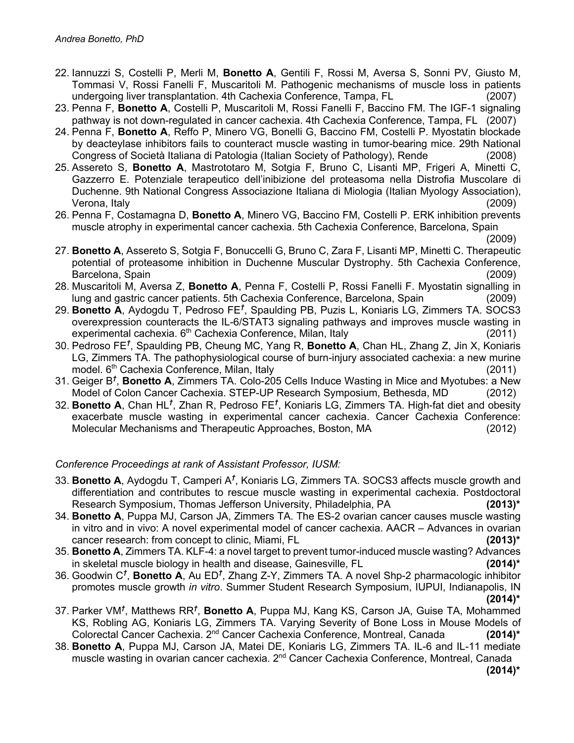22. Iannuzzi S, Costelli P, Merli M, **Bonetto A**, Gentili F, Rossi M, Aversa S, Sonni PV, Giusto M, Tommasi V, Rossi Fanelli F, Muscaritoli M. Pathogenic mechanisms of muscle loss in patients undergoing liver transplantation. 4th Cachexia Conference, Tampa, FL (2007)
23. Penna F, **Bonetto A**, Costelli P, Muscaritoli M, Rossi Fanelli F, Baccino FM. The IGF-1 signaling pathway is not down-regulated in cancer cachexia. 4th Cachexia Conference, Tampa, FL (2007)
24. Penna F, **Bonetto A**, Reffo P, Minero VG, Bonelli G, Baccino FM, Costelli P. Myostatin blockade by deacteylase inhibitors fails to counteract muscle wasting in tumor-bearing mice. 29th National Congress of Società Italiana di Patologia (Italian Society of Pathology), Rende (2008)
25. Assereto S, **Bonetto A**, Mastrototaro M, Sotgia F, Bruno C, Lisanti MP, Frigeri A, Minetti C, Gazzerro E. Potenziale terapeutico dell'inibizione del proteasoma nella Distrofia Muscolare di Duchenne. 9th National Congress Associazione Italiana di Miologia (Italian Myology Association), Verona, Italy (2009)
26. Penna F, Costamagna D, **Bonetto A**, Minero VG, Baccino FM, Costelli P. ERK inhibition prevents muscle atrophy in experimental cancer cachexia. 5th Cachexia Conference, Barcelona, Spain (2009)
27. **Bonetto A**, Assereto S, Sotgia F, Bonuccelli G, Bruno C, Zara F, Lisanti MP, Minetti C. Therapeutic potential of proteasome inhibition in Duchenne Muscular Dystrophy. 5th Cachexia Conference, Barcelona, Spain (2009)
28. Muscaritoli M, Aversa Z, **Bonetto A**, Penna F, Costelli P, Rossi Fanelli F. Myostatin signalling in lung and gastric cancer patients. 5th Cachexia Conference, Barcelona, Spain (2009)
29. **Bonetto A**, Aydogdu T, Pedroso FE*†*, Spaulding PB, Puzis L, Koniaris LG, Zimmers TA. SOCS3 overexpression counteracts the IL-6/STAT3 signaling pathways and improves muscle wasting in experimental cachexia. 6th Cachexia Conference, Milan, Italy (2011)
30. Pedroso FE*†*, Spaulding PB, Cheung MC, Yang R, **Bonetto A**, Chan HL, Zhang Z, Jin X, Koniaris LG, Zimmers TA. The pathophysiological course of burn-injury associated cachexia: a new murine model. 6th Cachexia Conference, Milan, Italy (2011)
31. Geiger B*†*, **Bonetto A**, Zimmers TA. Colo-205 Cells Induce Wasting in Mice and Myotubes: a New Model of Colon Cancer Cachexia. STEP-UP Research Symposium, Bethesda, MD (2012)
32. **Bonetto A**, Chan HL*†*, Zhan R, Pedroso FE*†*, Koniaris LG, Zimmers TA. High-fat diet and obesity exacerbate muscle wasting in experimental cancer cachexia. Cancer Cachexia Conference: Molecular Mechanisms and Therapeutic Approaches, Boston, MA (2012)

*Conference Proceedings at rank of Assistant Professor, IUSM:*

33. **Bonetto A**, Aydogdu T, Camperi A*†*, Koniaris LG, Zimmers TA. SOCS3 affects muscle growth and differentiation and contributes to rescue muscle wasting in experimental cachexia. Postdoctoral Research Symposium, Thomas Jefferson University, Philadelphia, PA **(2013)***
34. **Bonetto A**, Puppa MJ, Carson JA, Zimmers TA. The ES-2 ovarian cancer causes muscle wasting in vitro and in vivo: A novel experimental model of cancer cachexia. AACR – Advances in ovarian cancer research: from concept to clinic, Miami, FL **(2013)***
35. **Bonetto A**, Zimmers TA. KLF-4: a novel target to prevent tumor-induced muscle wasting? Advances in skeletal muscle biology in health and disease, Gainesville, FL **(2014)***
36. Goodwin C*†*, **Bonetto A**, Au ED*†*, Zhang Z-Y, Zimmers TA. A novel Shp-2 pharmacologic inhibitor promotes muscle growth *in vitro*. Summer Student Research Symposium, IUPUI, Indianapolis, IN **(2014)***
37. Parker VM*†*, Matthews RR*†*, **Bonetto A**, Puppa MJ, Kang KS, Carson JA, Guise TA, Mohammed KS, Robling AG, Koniaris LG, Zimmers TA. Varying Severity of Bone Loss in Mouse Models of Colorectal Cancer Cachexia. 2nd Cancer Cachexia Conference, Montreal, Canada **(2014)***
38. **Bonetto A**, Puppa MJ, Carson JA, Matei DE, Koniaris LG, Zimmers TA. IL-6 and IL-11 mediate muscle wasting in ovarian cancer cachexia. 2nd Cancer Cachexia Conference, Montreal, Canada **(2014)***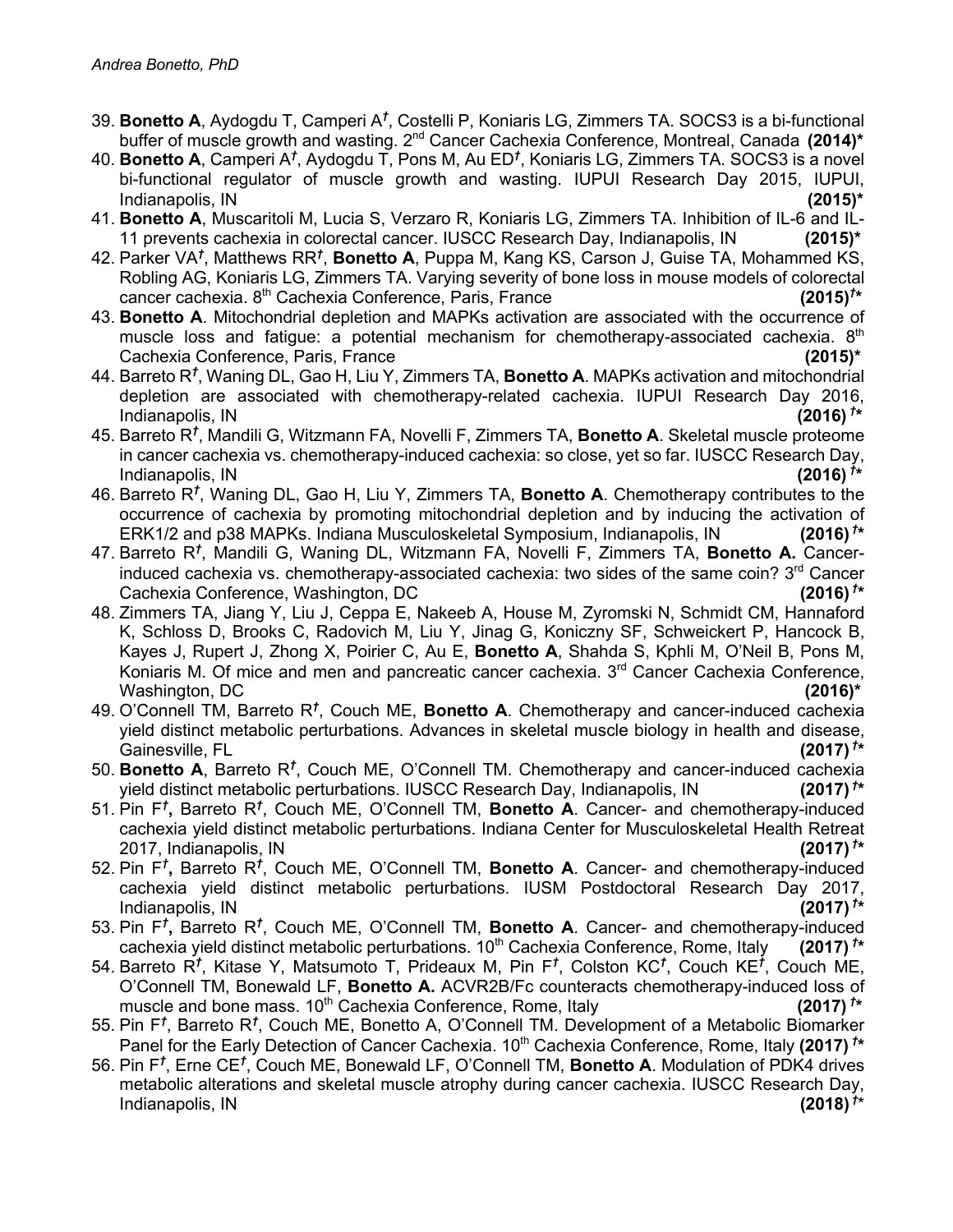39. **Bonetto A**, Aydogdu T, Camperi A[†], Costelli P, Koniaris LG, Zimmers TA. SOCS3 is a bi-functional buffer of muscle growth and wasting. 2[nd] Cancer Cachexia Conference, Montreal, Canada **(2014)***
40. **Bonetto A**, Camperi A[†], Aydogdu T, Pons M, Au ED[†], Koniaris LG, Zimmers TA. SOCS3 is a novel bi-functional regulator of muscle growth and wasting. IUPUI Research Day 2015, IUPUI, Indianapolis, IN **(2015)***
41. **Bonetto A**, Muscaritoli M, Lucia S, Verzaro R, Koniaris LG, Zimmers TA. Inhibition of IL-6 and IL-11 prevents cachexia in colorectal cancer. IUSCC Research Day, Indianapolis, IN **(2015)***
42. Parker VA[†], Matthews RR[†], **Bonetto A**, Puppa M, Kang KS, Carson J, Guise TA, Mohammed KS, Robling AG, Koniaris LG, Zimmers TA. Varying severity of bone loss in mouse models of colorectal cancer cachexia. 8[th] Cachexia Conference, Paris, France **(2015)[†]***
43. **Bonetto A**. Mitochondrial depletion and MAPKs activation are associated with the occurrence of muscle loss and fatigue: a potential mechanism for chemotherapy-associated cachexia. 8[th] Cachexia Conference, Paris, France **(2015)***
44. Barreto R[†], Waning DL, Gao H, Liu Y, Zimmers TA, **Bonetto A**. MAPKs activation and mitochondrial depletion are associated with chemotherapy-related cachexia. IUPUI Research Day 2016, Indianapolis, IN **(2016)[†]***
45. Barreto R[†], Mandili G, Witzmann FA, Novelli F, Zimmers TA, **Bonetto A**. Skeletal muscle proteome in cancer cachexia vs. chemotherapy-induced cachexia: so close, yet so far. IUSCC Research Day, Indianapolis, IN **(2016)[†]***
46. Barreto R[†], Waning DL, Gao H, Liu Y, Zimmers TA, **Bonetto A**. Chemotherapy contributes to the occurrence of cachexia by promoting mitochondrial depletion and by inducing the activation of ERK1/2 and p38 MAPKs. Indiana Musculoskeletal Symposium, Indianapolis, IN **(2016)[†]***
47. Barreto R[†], Mandili G, Waning DL, Witzmann FA, Novelli F, Zimmers TA, **Bonetto A.** Cancer-induced cachexia vs. chemotherapy-associated cachexia: two sides of the same coin? 3[rd] Cancer Cachexia Conference, Washington, DC **(2016)[†]***
48. Zimmers TA, Jiang Y, Liu J, Ceppa E, Nakeeb A, House M, Zyromski N, Schmidt CM, Hannaford K, Schloss D, Brooks C, Radovich M, Liu Y, Jinag G, Koniczny SF, Schweickert P, Hancock B, Kayes J, Rupert J, Zhong X, Poirier C, Au E, **Bonetto A**, Shahda S, Kphli M, O'Neil B, Pons M, Koniaris M. Of mice and men and pancreatic cancer cachexia. 3[rd] Cancer Cachexia Conference, Washington, DC **(2016)***
49. O'Connell TM, Barreto R[†], Couch ME, **Bonetto A**. Chemotherapy and cancer-induced cachexia yield distinct metabolic perturbations. Advances in skeletal muscle biology in health and disease, Gainesville, FL **(2017)[†]***
50. **Bonetto A**, Barreto R[†], Couch ME, O'Connell TM. Chemotherapy and cancer-induced cachexia yield distinct metabolic perturbations. IUSCC Research Day, Indianapolis, IN **(2017)[†]***
51. Pin F[†]**,** Barreto R[†], Couch ME, O'Connell TM, **Bonetto A**. Cancer- and chemotherapy-induced cachexia yield distinct metabolic perturbations. Indiana Center for Musculoskeletal Health Retreat 2017, Indianapolis, IN **(2017)[†]***
52. Pin F[†]**,** Barreto R[†], Couch ME, O'Connell TM, **Bonetto A**. Cancer- and chemotherapy-induced cachexia yield distinct metabolic perturbations. IUSM Postdoctoral Research Day 2017, Indianapolis, IN **(2017)[†]***
53. Pin F[†]**,** Barreto R[†], Couch ME, O'Connell TM, **Bonetto A**. Cancer- and chemotherapy-induced cachexia yield distinct metabolic perturbations. 10[th] Cachexia Conference, Rome, Italy **(2017)[†]***
54. Barreto R[†], Kitase Y, Matsumoto T, Prideaux M, Pin F[†], Colston KC[†], Couch KE[†], Couch ME, O'Connell TM, Bonewald LF, **Bonetto A.** ACVR2B/Fc counteracts chemotherapy-induced loss of muscle and bone mass. 10[th] Cachexia Conference, Rome, Italy **(2017)[†]***
55. Pin F[†], Barreto R[†], Couch ME, Bonetto A, O'Connell TM. Development of a Metabolic Biomarker Panel for the Early Detection of Cancer Cachexia. 10[th] Cachexia Conference, Rome, Italy **(2017)[†]***
56. Pin F[†], Erne CE[†], Couch ME, Bonewald LF, O'Connell TM, **Bonetto A**. Modulation of PDK4 drives metabolic alterations and skeletal muscle atrophy during cancer cachexia. IUSCC Research Day, Indianapolis, IN **(2018)[†]***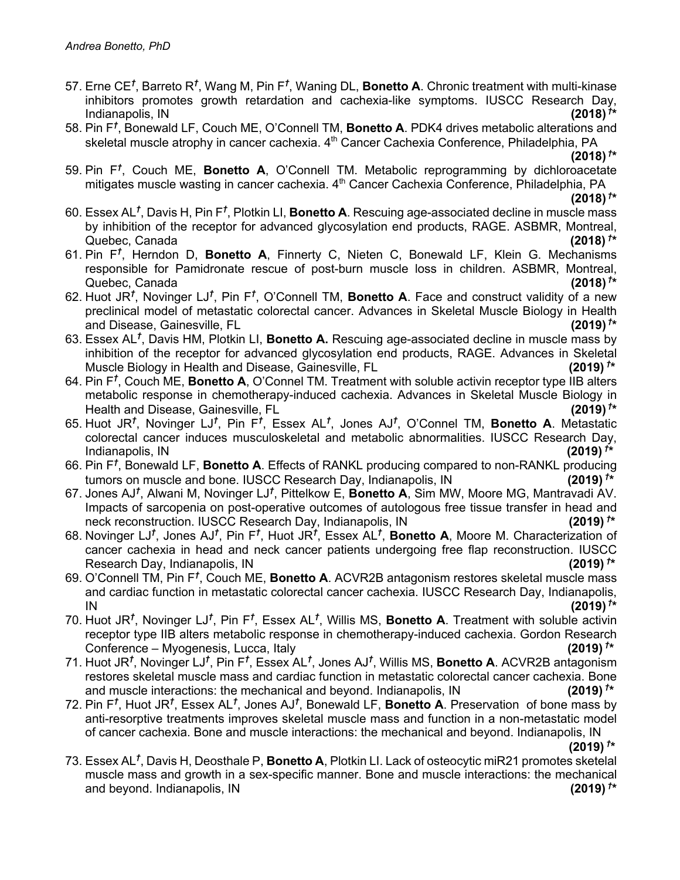57. Erne CE[†], Barreto R[†], Wang M, Pin F[†], Waning DL, **Bonetto A**. Chronic treatment with multi-kinase inhibitors promotes growth retardation and cachexia-like symptoms. IUSCC Research Day, Indianapolis, IN **(2018)** [†*]
58. Pin F[†], Bonewald LF, Couch ME, O'Connell TM, **Bonetto A**. PDK4 drives metabolic alterations and skeletal muscle atrophy in cancer cachexia. 4[th] Cancer Cachexia Conference, Philadelphia, PA **(2018)** [†*]
59. Pin F[†], Couch ME, **Bonetto A**, O'Connell TM. Metabolic reprogramming by dichloroacetate mitigates muscle wasting in cancer cachexia. 4[th] Cancer Cachexia Conference, Philadelphia, PA **(2018)** [†*]
60. Essex AL[†], Davis H, Pin F[†], Plotkin LI, **Bonetto A**. Rescuing age-associated decline in muscle mass by inhibition of the receptor for advanced glycosylation end products, RAGE. ASBMR, Montreal, Quebec, Canada **(2018)** [†*]
61. Pin F[†], Herndon D, **Bonetto A**, Finnerty C, Nieten C, Bonewald LF, Klein G. Mechanisms responsible for Pamidronate rescue of post-burn muscle loss in children. ASBMR, Montreal, Quebec, Canada **(2018)** [†*]
62. Huot JR[†], Novinger LJ[†], Pin F[†], O'Connell TM, **Bonetto A**. Face and construct validity of a new preclinical model of metastatic colorectal cancer. Advances in Skeletal Muscle Biology in Health and Disease, Gainesville, FL **(2019)** [†*]
63. Essex AL[†], Davis HM, Plotkin LI, **Bonetto A.** Rescuing age-associated decline in muscle mass by inhibition of the receptor for advanced glycosylation end products, RAGE. Advances in Skeletal Muscle Biology in Health and Disease, Gainesville, FL **(2019)** [†*]
64. Pin F[†], Couch ME, **Bonetto A**, O'Connel TM. Treatment with soluble activin receptor type IIB alters metabolic response in chemotherapy-induced cachexia. Advances in Skeletal Muscle Biology in Health and Disease, Gainesville, FL **(2019)** [†*]
65. Huot JR[†], Novinger LJ[†], Pin F[†], Essex AL[†], Jones AJ[†], O'Connel TM, **Bonetto A**. Metastatic colorectal cancer induces musculoskeletal and metabolic abnormalities. IUSCC Research Day, Indianapolis, IN **(2019)** [†*]
66. Pin F[†], Bonewald LF, **Bonetto A**. Effects of RANKL producing compared to non-RANKL producing tumors on muscle and bone. IUSCC Research Day, Indianapolis, IN **(2019)** [†*]
67. Jones AJ[†], Alwani M, Novinger LJ[†], Pittelkow E, **Bonetto A**, Sim MW, Moore MG, Mantravadi AV. Impacts of sarcopenia on post-operative outcomes of autologous free tissue transfer in head and neck reconstruction. IUSCC Research Day, Indianapolis, IN **(2019)** [†*]
68. Novinger LJ[†], Jones AJ[†], Pin F[†], Huot JR[†], Essex AL[†], **Bonetto A**, Moore M. Characterization of cancer cachexia in head and neck cancer patients undergoing free flap reconstruction. IUSCC Research Day, Indianapolis, IN **(2019)** [†*]
69. O'Connell TM, Pin F[†], Couch ME, **Bonetto A**. ACVR2B antagonism restores skeletal muscle mass and cardiac function in metastatic colorectal cancer cachexia. IUSCC Research Day, Indianapolis, IN **(2019)** [†*]
70. Huot JR[†], Novinger LJ[†], Pin F[†], Essex AL[†], Willis MS, **Bonetto A**. Treatment with soluble activin receptor type IIB alters metabolic response in chemotherapy-induced cachexia. Gordon Research Conference – Myogenesis, Lucca, Italy **(2019)** [†*]
71. Huot JR[†], Novinger LJ[†], Pin F[†], Essex AL[†], Jones AJ[†], Willis MS, **Bonetto A**. ACVR2B antagonism restores skeletal muscle mass and cardiac function in metastatic colorectal cancer cachexia. Bone and muscle interactions: the mechanical and beyond. Indianapolis, IN **(2019)** [†*]
72. Pin F[†], Huot JR[†], Essex AL[†], Jones AJ[†], Bonewald LF, **Bonetto A**. Preservation of bone mass by anti-resorptive treatments improves skeletal muscle mass and function in a non-metastatic model of cancer cachexia. Bone and muscle interactions: the mechanical and beyond. Indianapolis, IN **(2019)** [†*]
73. Essex AL[†], Davis H, Deosthale P, **Bonetto A**, Plotkin LI. Lack of osteocytic miR21 promotes sketelal muscle mass and growth in a sex-specific manner. Bone and muscle interactions: the mechanical and beyond. Indianapolis, IN **(2019)** [†*]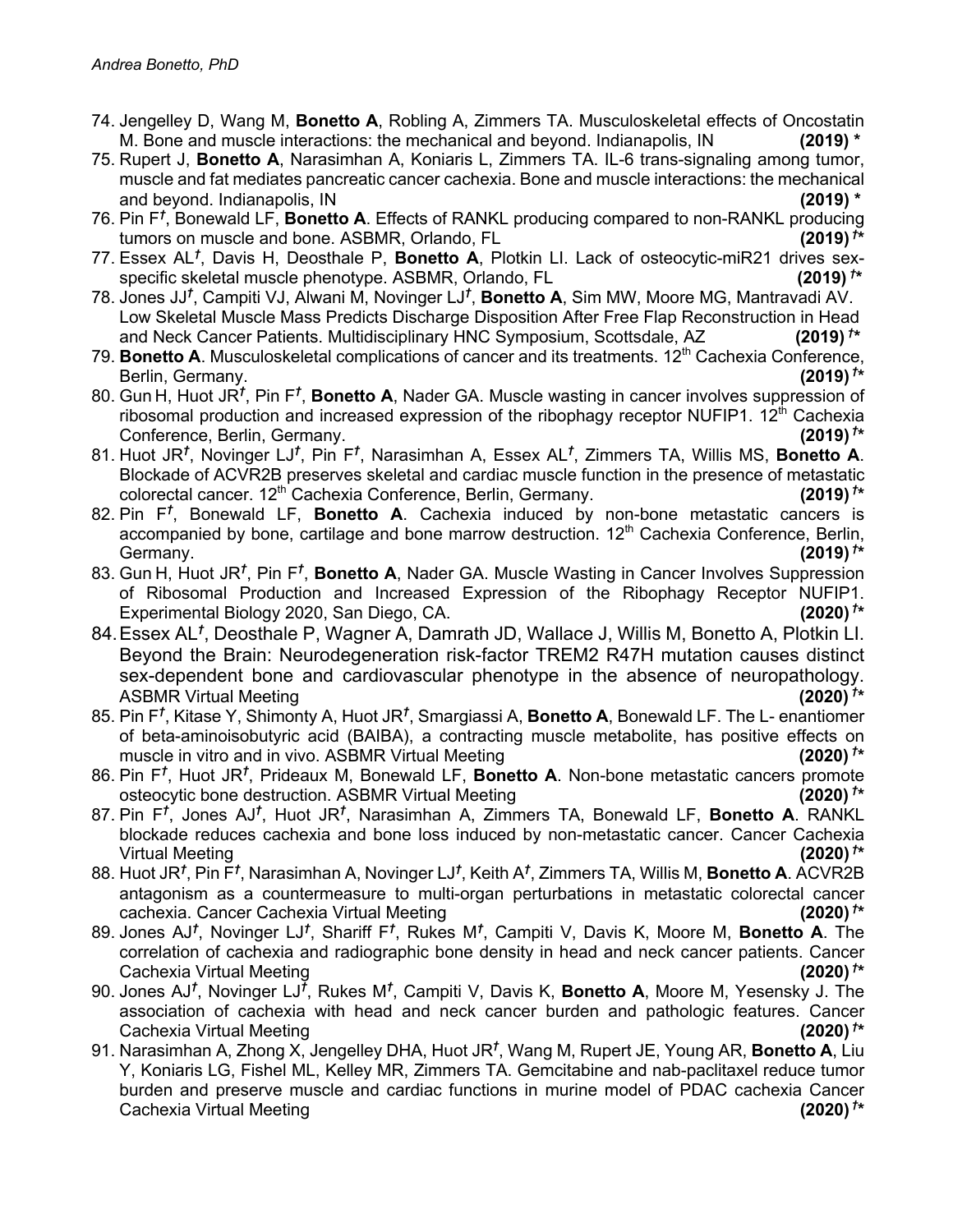74. Jengelley D, Wang M, **Bonetto A**, Robling A, Zimmers TA. Musculoskeletal effects of Oncostatin M. Bone and muscle interactions: the mechanical and beyond. Indianapolis, IN **(2019) \***
75. Rupert J, **Bonetto A**, Narasimhan A, Koniaris L, Zimmers TA. IL-6 trans-signaling among tumor, muscle and fat mediates pancreatic cancer cachexia. Bone and muscle interactions: the mechanical and beyond. Indianapolis, IN **(2019) \***
76. Pin F*†*, Bonewald LF, **Bonetto A**. Effects of RANKL producing compared to non-RANKL producing tumors on muscle and bone. ASBMR, Orlando, FL **(2019)** ***†*\***
77. Essex AL*†*, Davis H, Deosthale P, **Bonetto A**, Plotkin LI. Lack of osteocytic-miR21 drives sex-specific skeletal muscle phenotype. ASBMR, Orlando, FL **(2019)** ***†*\***
78. Jones JJ*†*, Campiti VJ, Alwani M, Novinger LJ*†*, **Bonetto A**, Sim MW, Moore MG, Mantravadi AV. Low Skeletal Muscle Mass Predicts Discharge Disposition After Free Flap Reconstruction in Head and Neck Cancer Patients. Multidisciplinary HNC Symposium, Scottsdale, AZ **(2019)** ***†*\***
79. **Bonetto A**. Musculoskeletal complications of cancer and its treatments. 12th Cachexia Conference, Berlin, Germany. **(2019)** ***†*\***
80. Gun H, Huot JR*†*, Pin F*†*, **Bonetto A**, Nader GA. Muscle wasting in cancer involves suppression of ribosomal production and increased expression of the ribophagy receptor NUFIP1. 12th Cachexia Conference, Berlin, Germany. **(2019)** ***†*\***
81. Huot JR*†*, Novinger LJ*†*, Pin F*†*, Narasimhan A, Essex AL*†*, Zimmers TA, Willis MS, **Bonetto A**. Blockade of ACVR2B preserves skeletal and cardiac muscle function in the presence of metastatic colorectal cancer. 12th Cachexia Conference, Berlin, Germany. **(2019)** ***†*\***
82. Pin F*†*, Bonewald LF, **Bonetto A**. Cachexia induced by non-bone metastatic cancers is accompanied by bone, cartilage and bone marrow destruction. 12th Cachexia Conference, Berlin, Germany. **(2019)** ***†*\***
83. Gun H, Huot JR*†*, Pin F*†*, **Bonetto A**, Nader GA. Muscle Wasting in Cancer Involves Suppression of Ribosomal Production and Increased Expression of the Ribophagy Receptor NUFIP1. Experimental Biology 2020, San Diego, CA. **(2020)** ***†*\***
84. Essex AL*†*, Deosthale P, Wagner A, Damrath JD, Wallace J, Willis M, Bonetto A, Plotkin LI. Beyond the Brain: Neurodegeneration risk-factor TREM2 R47H mutation causes distinct sex-dependent bone and cardiovascular phenotype in the absence of neuropathology. ASBMR Virtual Meeting **(2020)** ***†*\***
85. Pin F*†*, Kitase Y, Shimonty A, Huot JR*†*, Smargiassi A, **Bonetto A**, Bonewald LF. The L- enantiomer of beta-aminoisobutyric acid (BAIBA), a contracting muscle metabolite, has positive effects on muscle in vitro and in vivo. ASBMR Virtual Meeting **(2020)** ***†*\***
86. Pin F*†*, Huot JR*†*, Prideaux M, Bonewald LF, **Bonetto A**. Non-bone metastatic cancers promote osteocytic bone destruction. ASBMR Virtual Meeting **(2020)** ***†*\***
87. Pin F*†*, Jones AJ*†*, Huot JR*†*, Narasimhan A, Zimmers TA, Bonewald LF, **Bonetto A**. RANKL blockade reduces cachexia and bone loss induced by non-metastatic cancer. Cancer Cachexia Virtual Meeting **(2020)** ***†*\***
88. Huot JR*†*, Pin F*†*, Narasimhan A, Novinger LJ*†*, Keith A*†*, Zimmers TA, Willis M, **Bonetto A**. ACVR2B antagonism as a countermeasure to multi-organ perturbations in metastatic colorectal cancer cachexia. Cancer Cachexia Virtual Meeting **(2020)** ***†*\***
89. Jones AJ*†*, Novinger LJ*†*, Shariff F*†*, Rukes M*†*, Campiti V, Davis K, Moore M, **Bonetto A**. The correlation of cachexia and radiographic bone density in head and neck cancer patients. Cancer Cachexia Virtual Meeting **(2020)** ***†*\***
90. Jones AJ*†*, Novinger LJ*†*, Rukes M*†*, Campiti V, Davis K, **Bonetto A**, Moore M, Yesensky J. The association of cachexia with head and neck cancer burden and pathologic features. Cancer Cachexia Virtual Meeting **(2020)** ***†*\***
91. Narasimhan A, Zhong X, Jengelley DHA, Huot JR*†*, Wang M, Rupert JE, Young AR, **Bonetto A**, Liu Y, Koniaris LG, Fishel ML, Kelley MR, Zimmers TA. Gemcitabine and nab-paclitaxel reduce tumor burden and preserve muscle and cardiac functions in murine model of PDAC cachexia Cancer Cachexia Virtual Meeting **(2020)** ***†*\***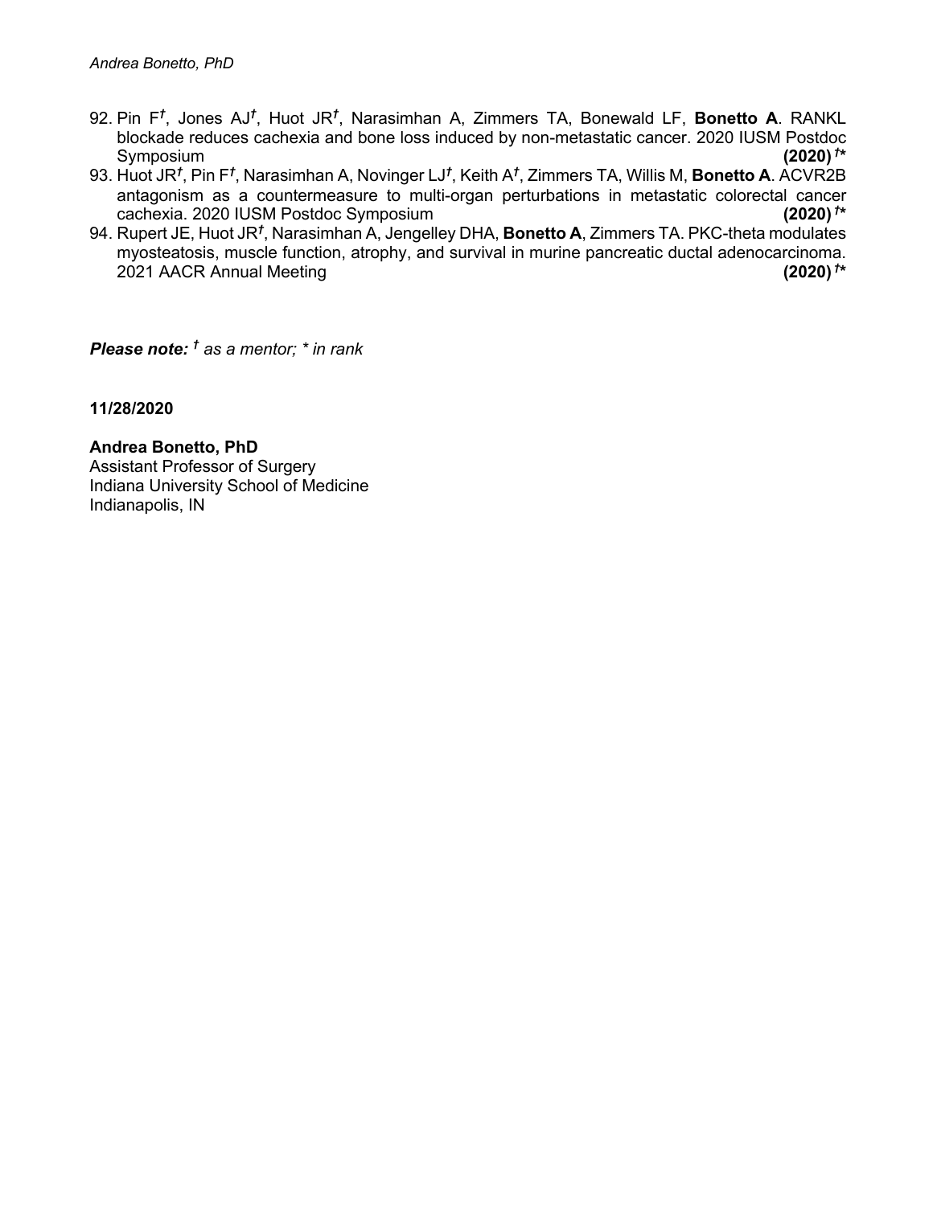92. Pin F[†], Jones AJ[†], Huot JR[†], Narasimhan A, Zimmers TA, Bonewald LF, **Bonetto A**. RANKL blockade reduces cachexia and bone loss induced by non-metastatic cancer. 2020 IUSM Postdoc Symposium **(2020)** [†*]
93. Huot JR[†], Pin F[†], Narasimhan A, Novinger LJ[†], Keith A[†], Zimmers TA, Willis M, **Bonetto A**. ACVR2B antagonism as a countermeasure to multi-organ perturbations in metastatic colorectal cancer cachexia. 2020 IUSM Postdoc Symposium **(2020)** [†*]
94. Rupert JE, Huot JR[†], Narasimhan A, Jengelley DHA, **Bonetto A**, Zimmers TA. PKC-theta modulates myosteatosis, muscle function, atrophy, and survival in murine pancreatic ductal adenocarcinoma. 2021 AACR Annual Meeting **(2020)** [†*]

***Please note:** † as a mentor; * in rank*

**11/28/2020**

**Andrea Bonetto, PhD**
Assistant Professor of Surgery
Indiana University School of Medicine
Indianapolis, IN